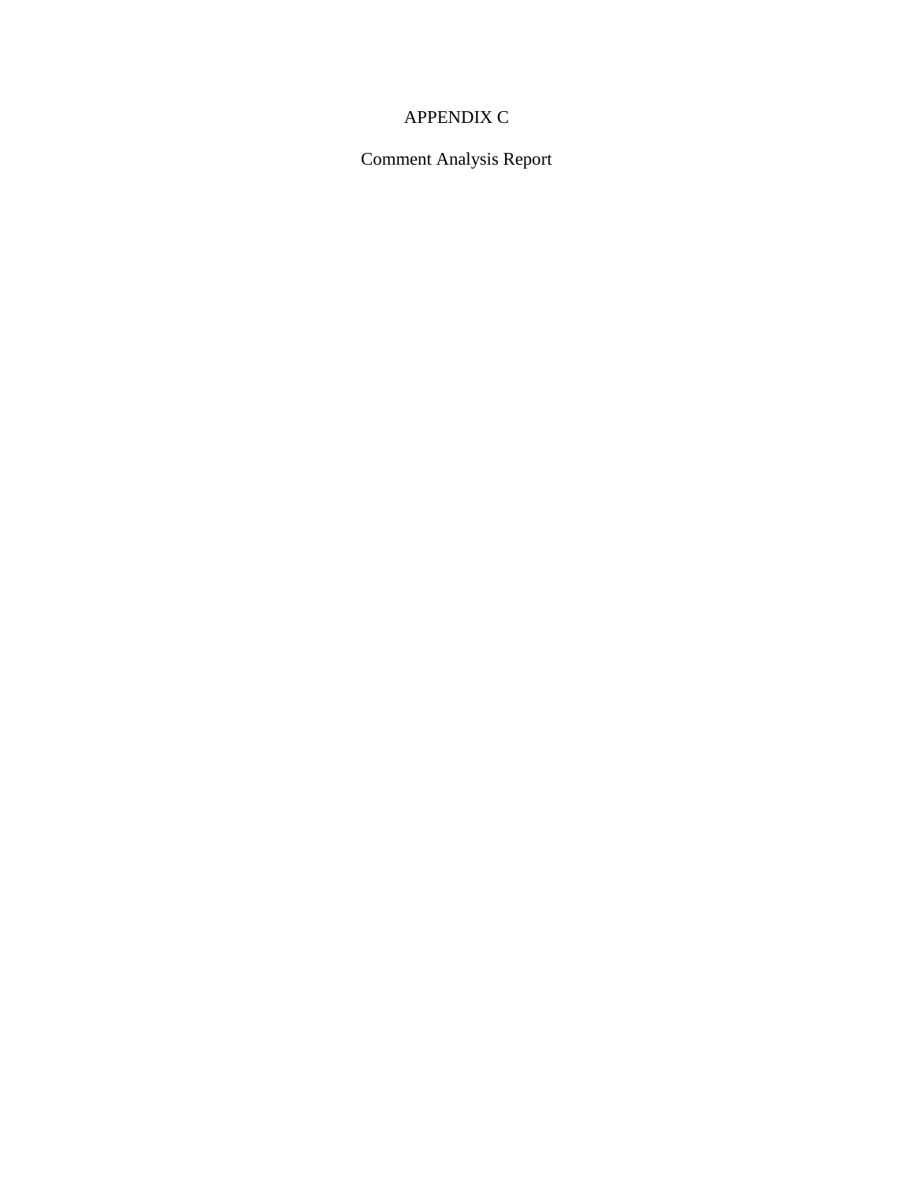# APPENDIX C

## Comment Analysis Report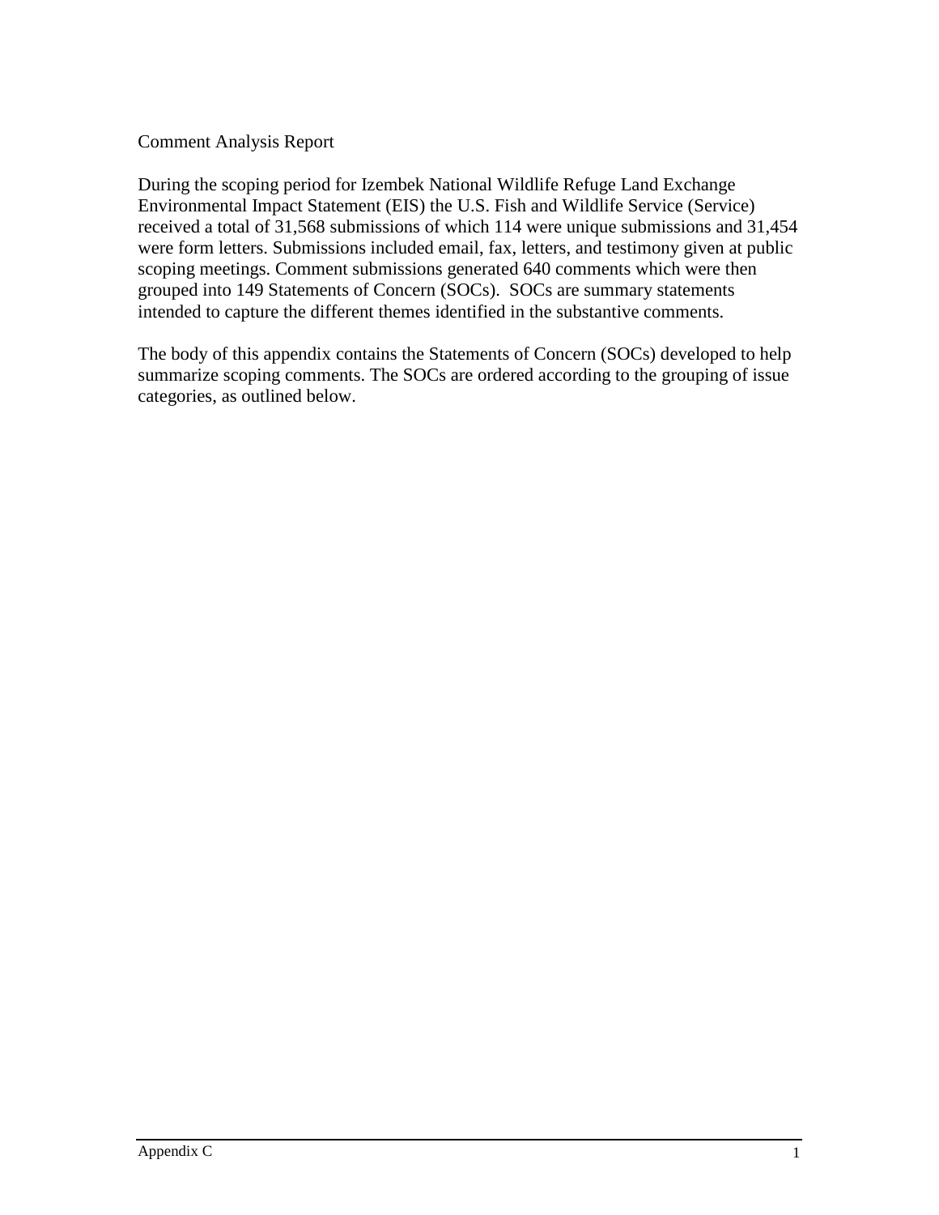# Comment Analysis Report

During the scoping period for Izembek National Wildlife Refuge Land Exchange Environmental Impact Statement (EIS) the U.S. Fish and Wildlife Service (Service) received a total of 31,568 submissions of which 114 were unique submissions and 31,454 were form letters. Submissions included email, fax, letters, and testimony given at public scoping meetings. Comment submissions generated 640 comments which were then grouped into 149 Statements of Concern (SOCs). SOCs are summary statements intended to capture the different themes identified in the substantive comments.

The body of this appendix contains the Statements of Concern (SOCs) developed to help summarize scoping comments. The SOCs are ordered according to the grouping of issue categories, as outlined below.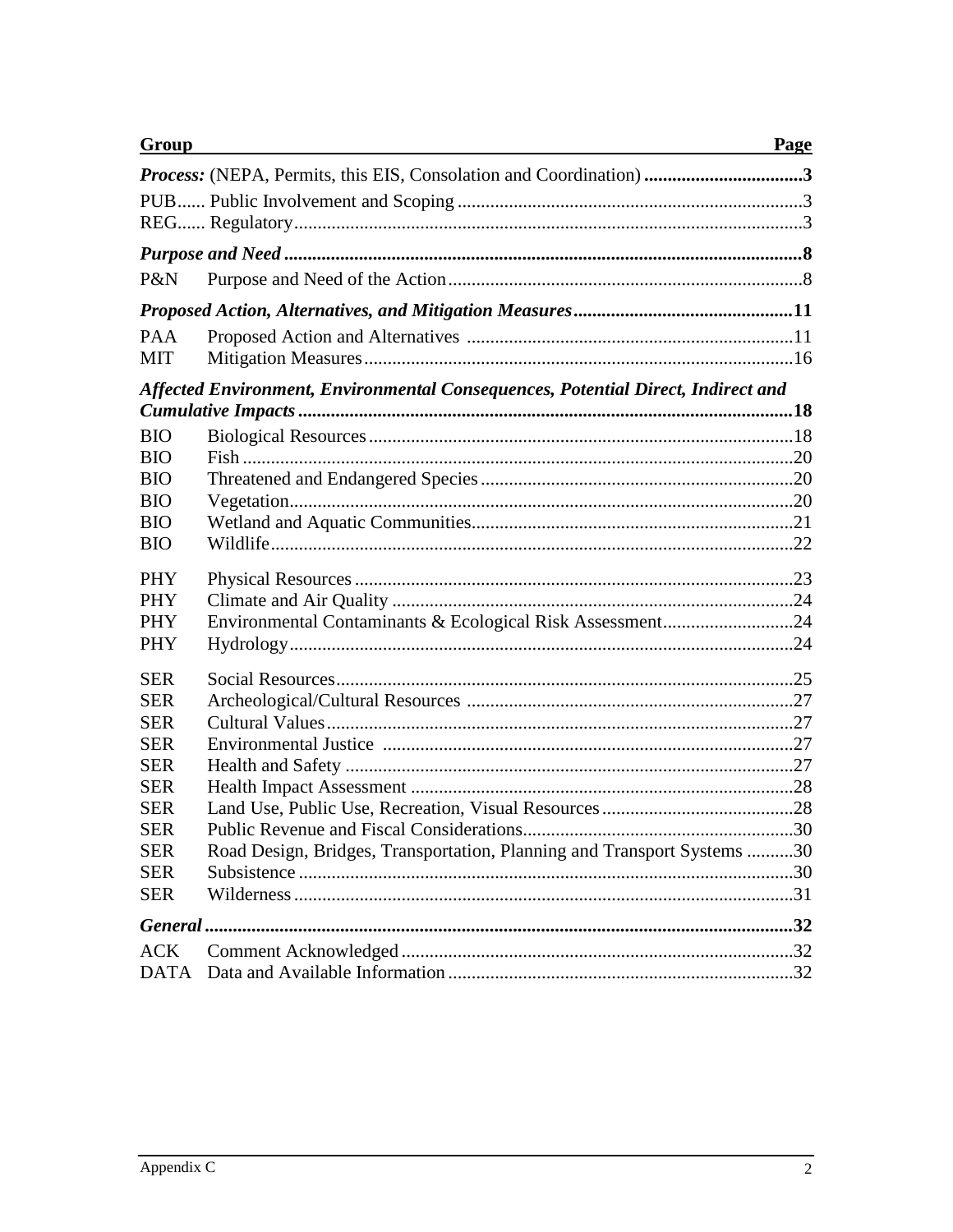| Group | | Page |
|---|---|---|
| ***Process:*** **(NEPA, Permits, this EIS, Consolation and Coordination)** | | **3** |
| PUB | Public Involvement and Scoping | 3 |
| REG | Regulatory | 3 |
| ***Purpose and Need*** | | **8** |
| P&N | Purpose and Need of the Action | 8 |
| ***Proposed Action, Alternatives, and Mitigation Measures*** | | **11** |
| PAA | Proposed Action and Alternatives | 11 |
| MIT | Mitigation Measures | 16 |
| ***Affected Environment, Environmental Consequences, Potential Direct, Indirect and Cumulative Impacts*** | | **18** |
| BIO | Biological Resources | 18 |
| BIO | Fish | 20 |
| BIO | Threatened and Endangered Species | 20 |
| BIO | Vegetation | 20 |
| BIO | Wetland and Aquatic Communities | 21 |
| BIO | Wildlife | 22 |
| PHY | Physical Resources | 23 |
| PHY | Climate and Air Quality | 24 |
| PHY | Environmental Contaminants & Ecological Risk Assessment | 24 |
| PHY | Hydrology | 24 |
| SER | Social Resources | 25 |
| SER | Archeological/Cultural Resources | 27 |
| SER | Cultural Values | 27 |
| SER | Environmental Justice | 27 |
| SER | Health and Safety | 27 |
| SER | Health Impact Assessment | 28 |
| SER | Land Use, Public Use, Recreation, Visual Resources | 28 |
| SER | Public Revenue and Fiscal Considerations | 30 |
| SER | Road Design, Bridges, Transportation, Planning and Transport Systems | 30 |
| SER | Subsistence | 30 |
| SER | Wilderness | 31 |
| ***General*** | | **32** |
| ACK | Comment Acknowledged | 32 |
| DATA | Data and Available Information | 32 |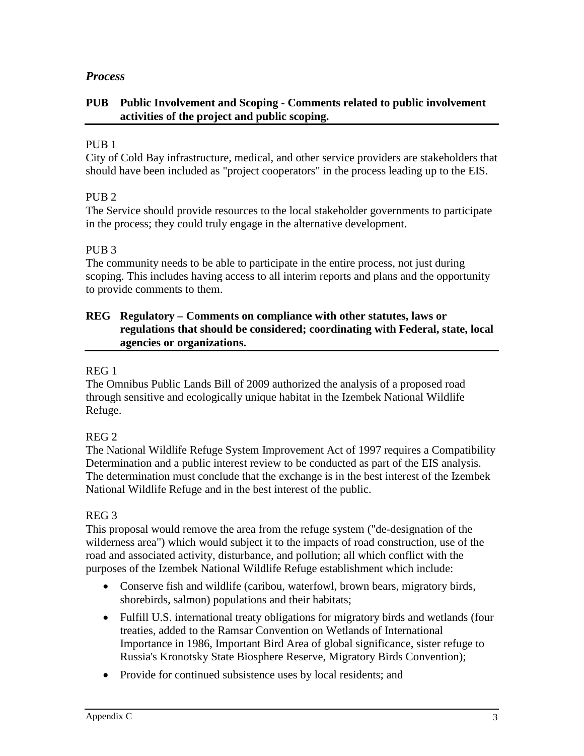## *Process*

### PUB Public Involvement and Scoping - Comments related to public involvement activities of the project and public scoping.

PUB 1

City of Cold Bay infrastructure, medical, and other service providers are stakeholders that should have been included as "project cooperators" in the process leading up to the EIS.

PUB 2

The Service should provide resources to the local stakeholder governments to participate in the process; they could truly engage in the alternative development.

PUB 3

The community needs to be able to participate in the entire process, not just during scoping. This includes having access to all interim reports and plans and the opportunity to provide comments to them.

### REG Regulatory – Comments on compliance with other statutes, laws or regulations that should be considered; coordinating with Federal, state, local agencies or organizations.

REG 1

The Omnibus Public Lands Bill of 2009 authorized the analysis of a proposed road through sensitive and ecologically unique habitat in the Izembek National Wildlife Refuge.

REG 2

The National Wildlife Refuge System Improvement Act of 1997 requires a Compatibility Determination and a public interest review to be conducted as part of the EIS analysis. The determination must conclude that the exchange is in the best interest of the Izembek National Wildlife Refuge and in the best interest of the public.

REG 3

This proposal would remove the area from the refuge system ("de-designation of the wilderness area") which would subject it to the impacts of road construction, use of the road and associated activity, disturbance, and pollution; all which conflict with the purposes of the Izembek National Wildlife Refuge establishment which include:

- Conserve fish and wildlife (caribou, waterfowl, brown bears, migratory birds, shorebirds, salmon) populations and their habitats;
- Fulfill U.S. international treaty obligations for migratory birds and wetlands (four treaties, added to the Ramsar Convention on Wetlands of International Importance in 1986, Important Bird Area of global significance, sister refuge to Russia's Kronotsky State Biosphere Reserve, Migratory Birds Convention);
- Provide for continued subsistence uses by local residents; and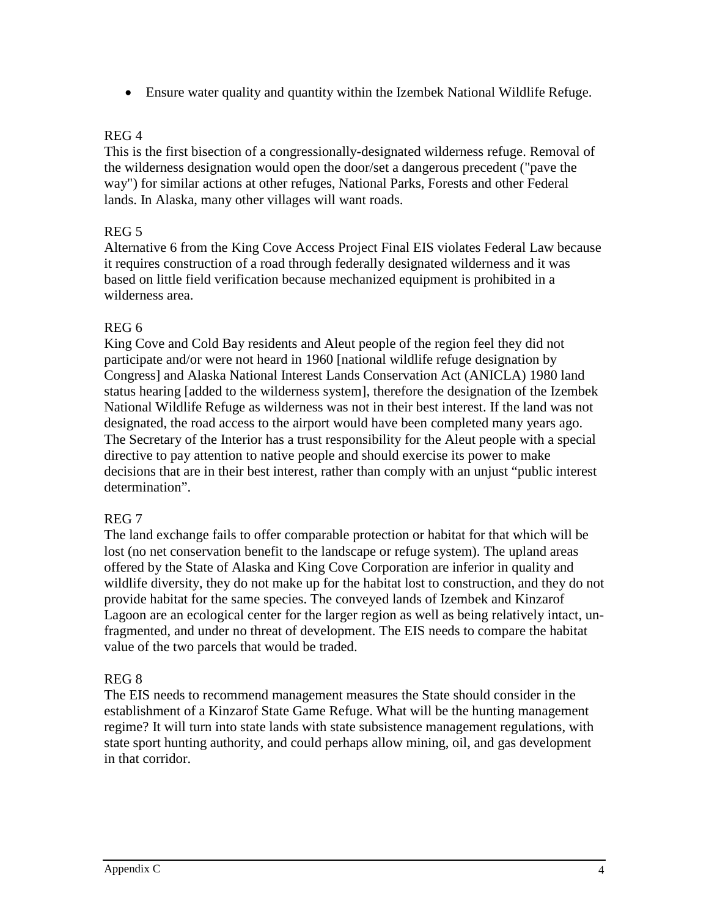- Ensure water quality and quantity within the Izembek National Wildlife Refuge.

REG 4

This is the first bisection of a congressionally-designated wilderness refuge. Removal of the wilderness designation would open the door/set a dangerous precedent ("pave the way") for similar actions at other refuges, National Parks, Forests and other Federal lands. In Alaska, many other villages will want roads.

REG 5

Alternative 6 from the King Cove Access Project Final EIS violates Federal Law because it requires construction of a road through federally designated wilderness and it was based on little field verification because mechanized equipment is prohibited in a wilderness area.

REG 6

King Cove and Cold Bay residents and Aleut people of the region feel they did not participate and/or were not heard in 1960 [national wildlife refuge designation by Congress] and Alaska National Interest Lands Conservation Act (ANICLA) 1980 land status hearing [added to the wilderness system], therefore the designation of the Izembek National Wildlife Refuge as wilderness was not in their best interest. If the land was not designated, the road access to the airport would have been completed many years ago. The Secretary of the Interior has a trust responsibility for the Aleut people with a special directive to pay attention to native people and should exercise its power to make decisions that are in their best interest, rather than comply with an unjust "public interest determination".

REG 7

The land exchange fails to offer comparable protection or habitat for that which will be lost (no net conservation benefit to the landscape or refuge system). The upland areas offered by the State of Alaska and King Cove Corporation are inferior in quality and wildlife diversity, they do not make up for the habitat lost to construction, and they do not provide habitat for the same species. The conveyed lands of Izembek and Kinzarof Lagoon are an ecological center for the larger region as well as being relatively intact, un-fragmented, and under no threat of development. The EIS needs to compare the habitat value of the two parcels that would be traded.

REG 8

The EIS needs to recommend management measures the State should consider in the establishment of a Kinzarof State Game Refuge. What will be the hunting management regime? It will turn into state lands with state subsistence management regulations, with state sport hunting authority, and could perhaps allow mining, oil, and gas development in that corridor.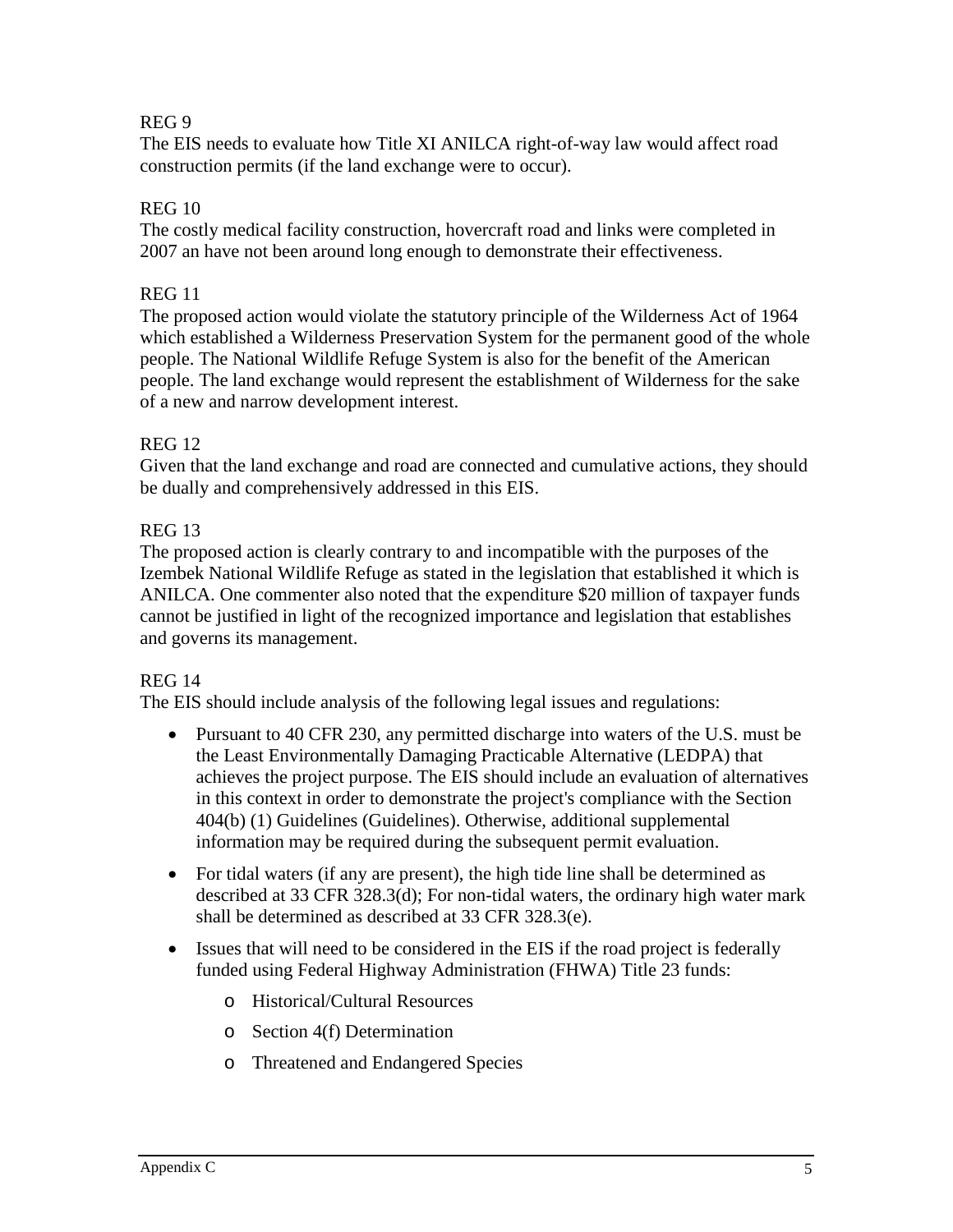REG 9

The EIS needs to evaluate how Title XI ANILCA right-of-way law would affect road construction permits (if the land exchange were to occur).

REG 10

The costly medical facility construction, hovercraft road and links were completed in 2007 an have not been around long enough to demonstrate their effectiveness.

REG 11

The proposed action would violate the statutory principle of the Wilderness Act of 1964 which established a Wilderness Preservation System for the permanent good of the whole people. The National Wildlife Refuge System is also for the benefit of the American people. The land exchange would represent the establishment of Wilderness for the sake of a new and narrow development interest.

REG 12

Given that the land exchange and road are connected and cumulative actions, they should be dually and comprehensively addressed in this EIS.

REG 13

The proposed action is clearly contrary to and incompatible with the purposes of the Izembek National Wildlife Refuge as stated in the legislation that established it which is ANILCA. One commenter also noted that the expenditure $20 million of taxpayer funds cannot be justified in light of the recognized importance and legislation that establishes and governs its management.

REG 14

The EIS should include analysis of the following legal issues and regulations:

- Pursuant to 40 CFR 230, any permitted discharge into waters of the U.S. must be the Least Environmentally Damaging Practicable Alternative (LEDPA) that achieves the project purpose. The EIS should include an evaluation of alternatives in this context in order to demonstrate the project's compliance with the Section 404(b) (1) Guidelines (Guidelines). Otherwise, additional supplemental information may be required during the subsequent permit evaluation.
- For tidal waters (if any are present), the high tide line shall be determined as described at 33 CFR 328.3(d); For non-tidal waters, the ordinary high water mark shall be determined as described at 33 CFR 328.3(e).
- Issues that will need to be considered in the EIS if the road project is federally funded using Federal Highway Administration (FHWA) Title 23 funds:
  - Historical/Cultural Resources
  - Section 4(f) Determination
  - Threatened and Endangered Species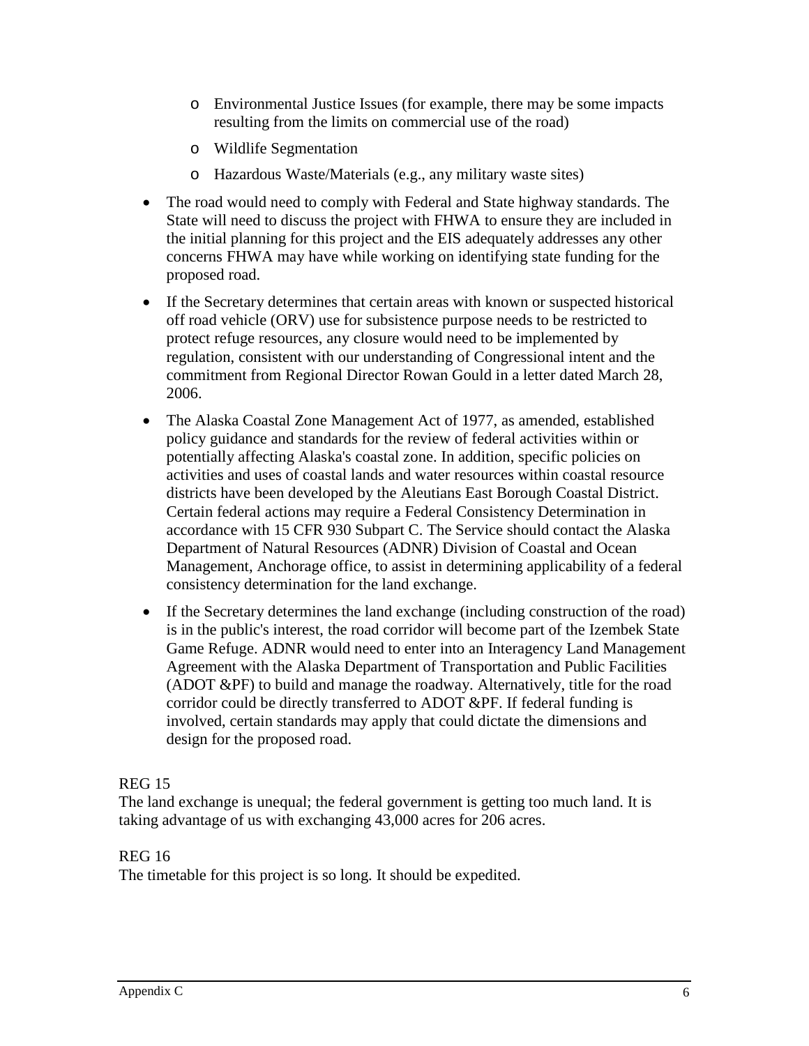- Environmental Justice Issues (for example, there may be some impacts resulting from the limits on commercial use of the road)
  - Wildlife Segmentation
  - Hazardous Waste/Materials (e.g., any military waste sites)

- The road would need to comply with Federal and State highway standards. The State will need to discuss the project with FHWA to ensure they are included in the initial planning for this project and the EIS adequately addresses any other concerns FHWA may have while working on identifying state funding for the proposed road.
- If the Secretary determines that certain areas with known or suspected historical off road vehicle (ORV) use for subsistence purpose needs to be restricted to protect refuge resources, any closure would need to be implemented by regulation, consistent with our understanding of Congressional intent and the commitment from Regional Director Rowan Gould in a letter dated March 28, 2006.
- The Alaska Coastal Zone Management Act of 1977, as amended, established policy guidance and standards for the review of federal activities within or potentially affecting Alaska's coastal zone. In addition, specific policies on activities and uses of coastal lands and water resources within coastal resource districts have been developed by the Aleutians East Borough Coastal District. Certain federal actions may require a Federal Consistency Determination in accordance with 15 CFR 930 Subpart C. The Service should contact the Alaska Department of Natural Resources (ADNR) Division of Coastal and Ocean Management, Anchorage office, to assist in determining applicability of a federal consistency determination for the land exchange.
- If the Secretary determines the land exchange (including construction of the road) is in the public's interest, the road corridor will become part of the Izembek State Game Refuge. ADNR would need to enter into an Interagency Land Management Agreement with the Alaska Department of Transportation and Public Facilities (ADOT &PF) to build and manage the roadway. Alternatively, title for the road corridor could be directly transferred to ADOT &PF. If federal funding is involved, certain standards may apply that could dictate the dimensions and design for the proposed road.

REG 15
The land exchange is unequal; the federal government is getting too much land. It is taking advantage of us with exchanging 43,000 acres for 206 acres.

REG 16
The timetable for this project is so long. It should be expedited.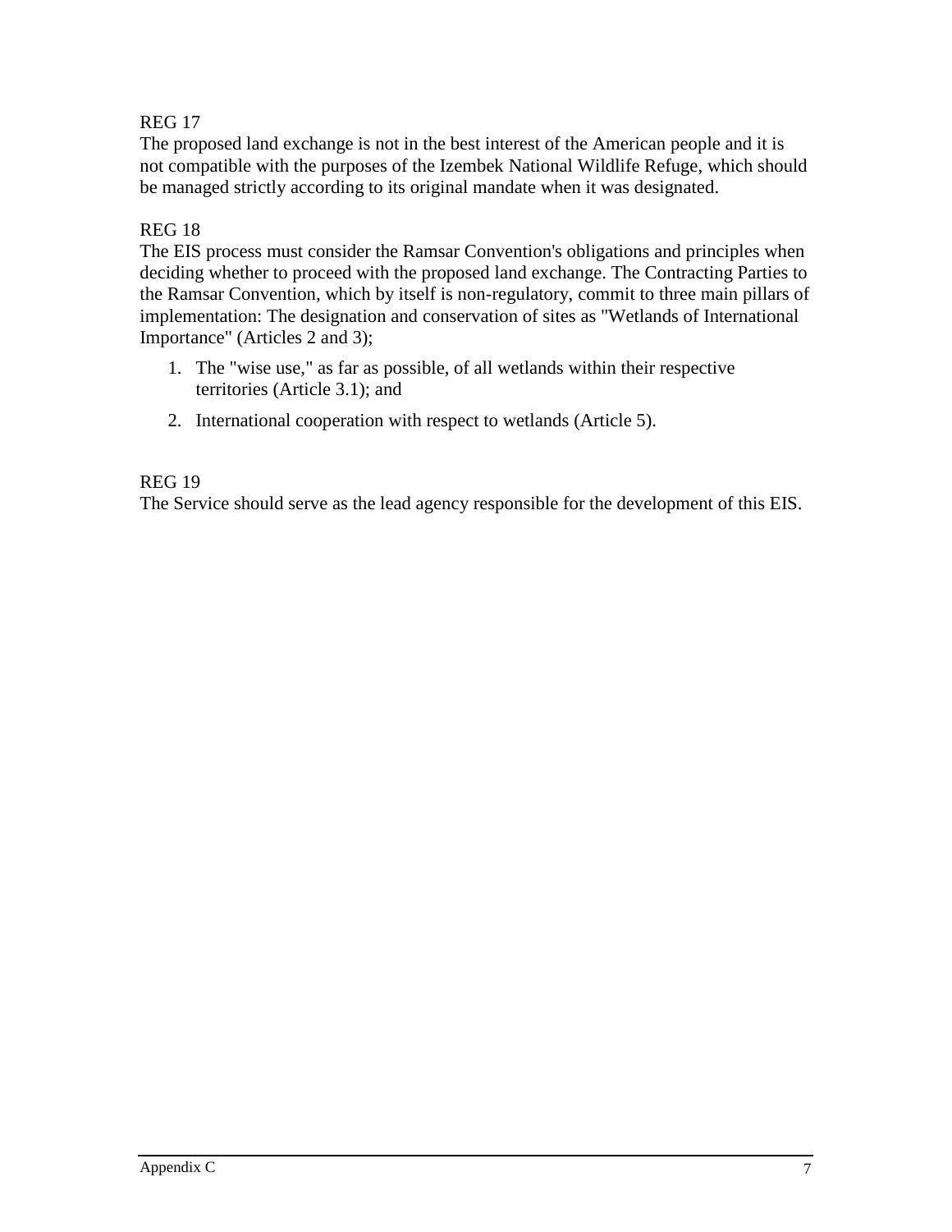REG 17

The proposed land exchange is not in the best interest of the American people and it is not compatible with the purposes of the Izembek National Wildlife Refuge, which should be managed strictly according to its original mandate when it was designated.

REG 18

The EIS process must consider the Ramsar Convention's obligations and principles when deciding whether to proceed with the proposed land exchange. The Contracting Parties to the Ramsar Convention, which by itself is non-regulatory, commit to three main pillars of implementation: The designation and conservation of sites as "Wetlands of International Importance" (Articles 2 and 3);

1. The "wise use," as far as possible, of all wetlands within their respective territories (Article 3.1); and
2. International cooperation with respect to wetlands (Article 5).

REG 19

The Service should serve as the lead agency responsible for the development of this EIS.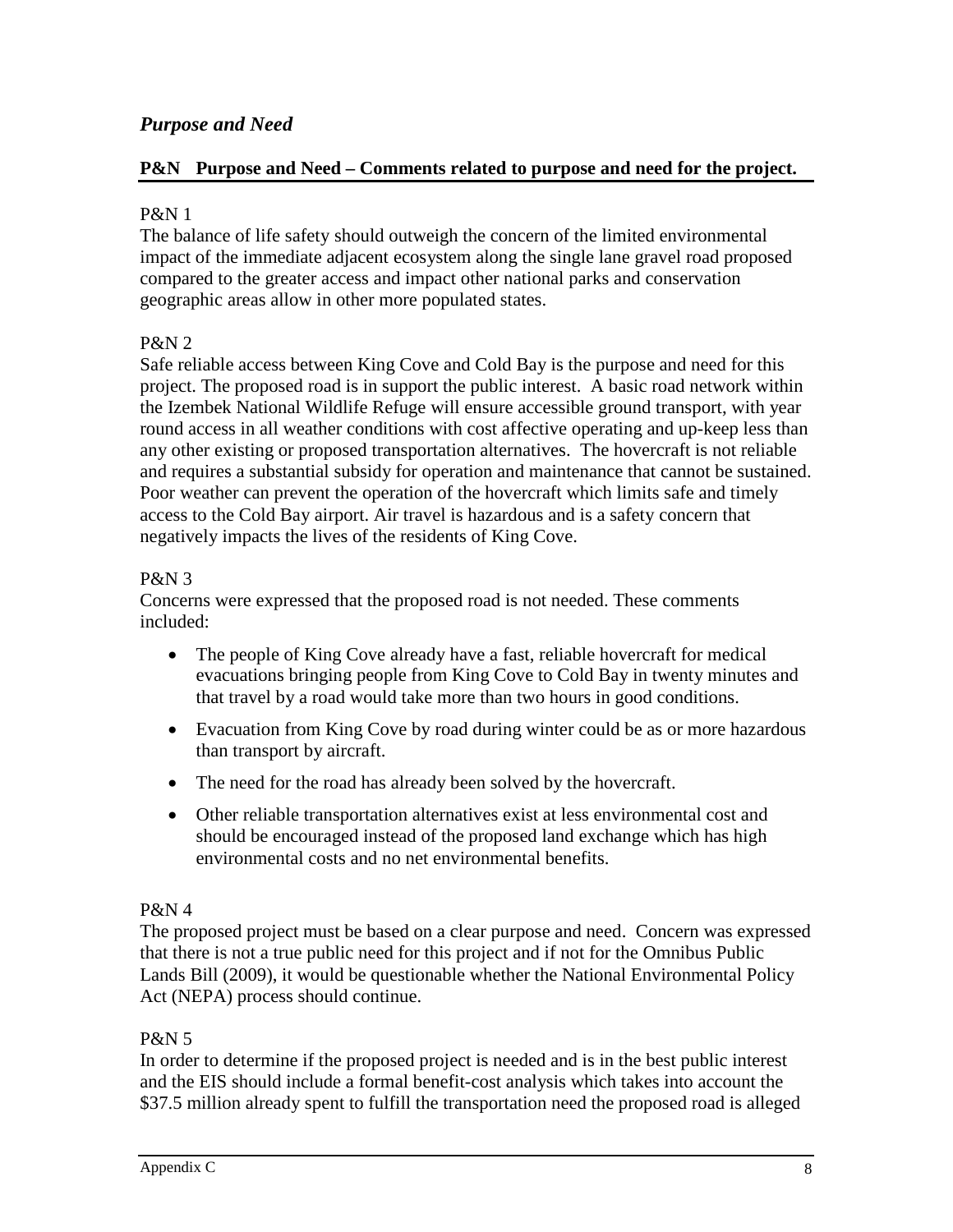## *Purpose and Need*

**P&N Purpose and Need – Comments related to purpose and need for the project.**

P&N 1

The balance of life safety should outweigh the concern of the limited environmental impact of the immediate adjacent ecosystem along the single lane gravel road proposed compared to the greater access and impact other national parks and conservation geographic areas allow in other more populated states.

P&N 2

Safe reliable access between King Cove and Cold Bay is the purpose and need for this project. The proposed road is in support the public interest. A basic road network within the Izembek National Wildlife Refuge will ensure accessible ground transport, with year round access in all weather conditions with cost affective operating and up-keep less than any other existing or proposed transportation alternatives. The hovercraft is not reliable and requires a substantial subsidy for operation and maintenance that cannot be sustained. Poor weather can prevent the operation of the hovercraft which limits safe and timely access to the Cold Bay airport. Air travel is hazardous and is a safety concern that negatively impacts the lives of the residents of King Cove.

P&N 3

Concerns were expressed that the proposed road is not needed. These comments included:

- The people of King Cove already have a fast, reliable hovercraft for medical evacuations bringing people from King Cove to Cold Bay in twenty minutes and that travel by a road would take more than two hours in good conditions.
- Evacuation from King Cove by road during winter could be as or more hazardous than transport by aircraft.
- The need for the road has already been solved by the hovercraft.
- Other reliable transportation alternatives exist at less environmental cost and should be encouraged instead of the proposed land exchange which has high environmental costs and no net environmental benefits.

P&N 4

The proposed project must be based on a clear purpose and need. Concern was expressed that there is not a true public need for this project and if not for the Omnibus Public Lands Bill (2009), it would be questionable whether the National Environmental Policy Act (NEPA) process should continue.

P&N 5

In order to determine if the proposed project is needed and is in the best public interest and the EIS should include a formal benefit-cost analysis which takes into account the $37.5 million already spent to fulfill the transportation need the proposed road is alleged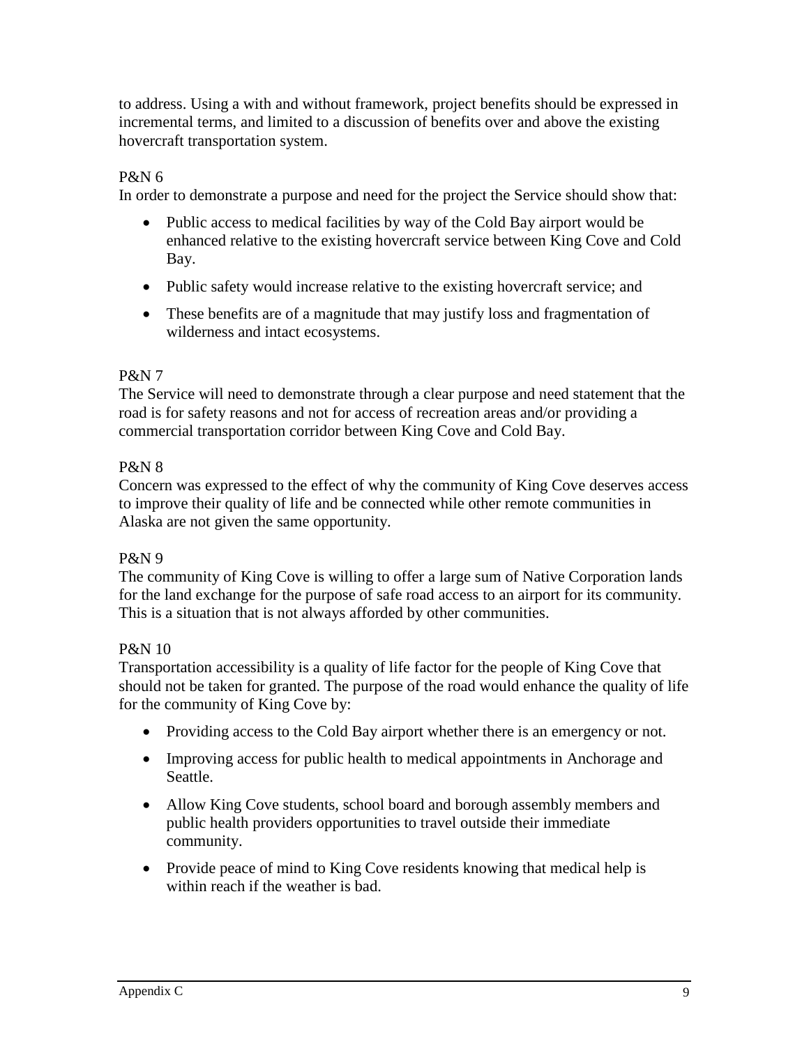to address. Using a with and without framework, project benefits should be expressed in incremental terms, and limited to a discussion of benefits over and above the existing hovercraft transportation system.

P&N 6

In order to demonstrate a purpose and need for the project the Service should show that:

- Public access to medical facilities by way of the Cold Bay airport would be enhanced relative to the existing hovercraft service between King Cove and Cold Bay.
- Public safety would increase relative to the existing hovercraft service; and
- These benefits are of a magnitude that may justify loss and fragmentation of wilderness and intact ecosystems.

P&N 7

The Service will need to demonstrate through a clear purpose and need statement that the road is for safety reasons and not for access of recreation areas and/or providing a commercial transportation corridor between King Cove and Cold Bay.

P&N 8

Concern was expressed to the effect of why the community of King Cove deserves access to improve their quality of life and be connected while other remote communities in Alaska are not given the same opportunity.

P&N 9

The community of King Cove is willing to offer a large sum of Native Corporation lands for the land exchange for the purpose of safe road access to an airport for its community. This is a situation that is not always afforded by other communities.

P&N 10

Transportation accessibility is a quality of life factor for the people of King Cove that should not be taken for granted. The purpose of the road would enhance the quality of life for the community of King Cove by:

- Providing access to the Cold Bay airport whether there is an emergency or not.
- Improving access for public health to medical appointments in Anchorage and Seattle.
- Allow King Cove students, school board and borough assembly members and public health providers opportunities to travel outside their immediate community.
- Provide peace of mind to King Cove residents knowing that medical help is within reach if the weather is bad.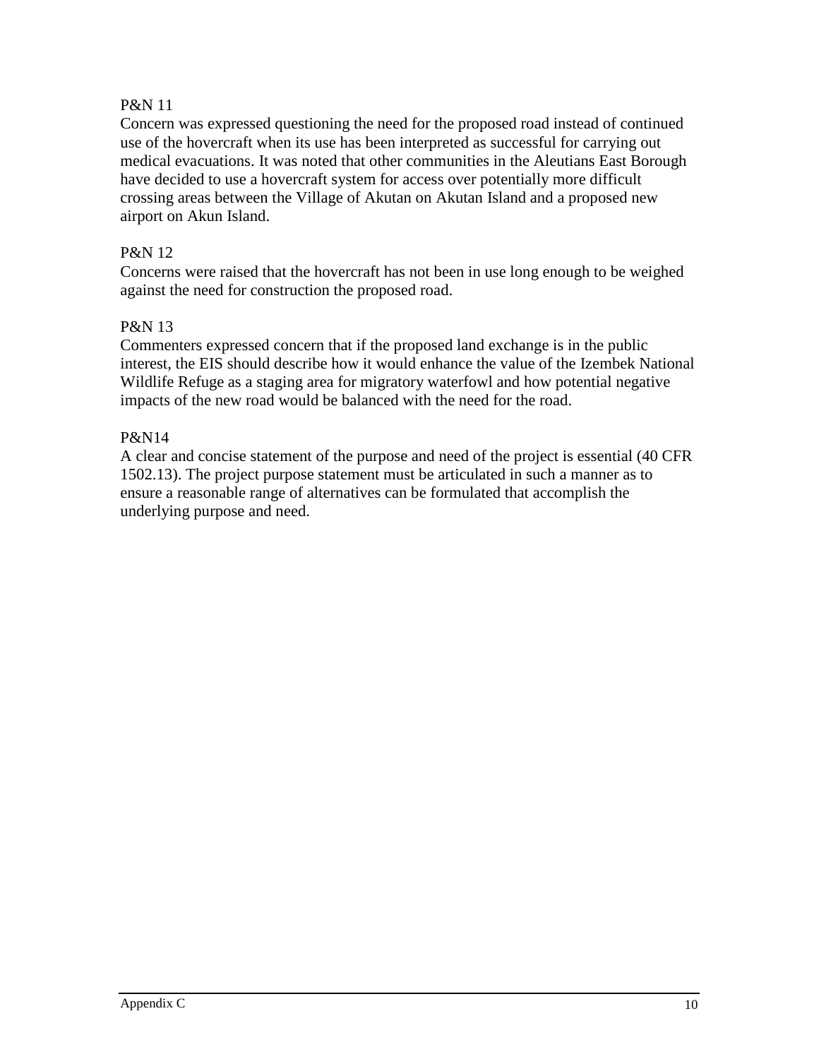P&N 11
Concern was expressed questioning the need for the proposed road instead of continued use of the hovercraft when its use has been interpreted as successful for carrying out medical evacuations. It was noted that other communities in the Aleutians East Borough have decided to use a hovercraft system for access over potentially more difficult crossing areas between the Village of Akutan on Akutan Island and a proposed new airport on Akun Island.

P&N 12
Concerns were raised that the hovercraft has not been in use long enough to be weighed against the need for construction the proposed road.

P&N 13
Commenters expressed concern that if the proposed land exchange is in the public interest, the EIS should describe how it would enhance the value of the Izembek National Wildlife Refuge as a staging area for migratory waterfowl and how potential negative impacts of the new road would be balanced with the need for the road.

P&N14
A clear and concise statement of the purpose and need of the project is essential (40 CFR 1502.13). The project purpose statement must be articulated in such a manner as to ensure a reasonable range of alternatives can be formulated that accomplish the underlying purpose and need.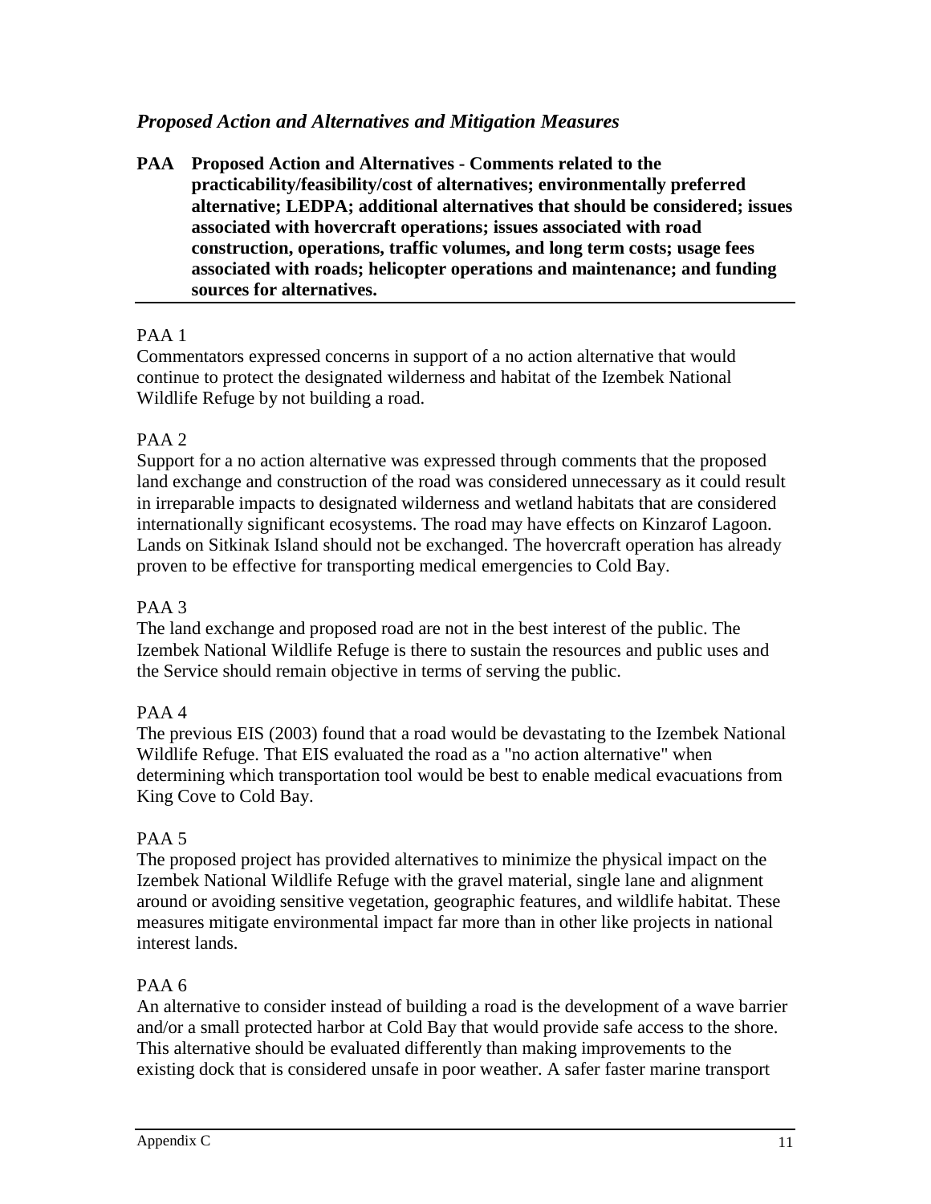## *Proposed Action and Alternatives and Mitigation Measures*

**PAA Proposed Action and Alternatives - Comments related to the practicability/feasibility/cost of alternatives; environmentally preferred alternative; LEDPA; additional alternatives that should be considered; issues associated with hovercraft operations; issues associated with road construction, operations, traffic volumes, and long term costs; usage fees associated with roads; helicopter operations and maintenance; and funding sources for alternatives.**

PAA 1

Commentators expressed concerns in support of a no action alternative that would continue to protect the designated wilderness and habitat of the Izembek National Wildlife Refuge by not building a road.

PAA 2

Support for a no action alternative was expressed through comments that the proposed land exchange and construction of the road was considered unnecessary as it could result in irreparable impacts to designated wilderness and wetland habitats that are considered internationally significant ecosystems. The road may have effects on Kinzarof Lagoon. Lands on Sitkinak Island should not be exchanged. The hovercraft operation has already proven to be effective for transporting medical emergencies to Cold Bay.

PAA 3

The land exchange and proposed road are not in the best interest of the public. The Izembek National Wildlife Refuge is there to sustain the resources and public uses and the Service should remain objective in terms of serving the public.

PAA 4

The previous EIS (2003) found that a road would be devastating to the Izembek National Wildlife Refuge. That EIS evaluated the road as a "no action alternative" when determining which transportation tool would be best to enable medical evacuations from King Cove to Cold Bay.

PAA 5

The proposed project has provided alternatives to minimize the physical impact on the Izembek National Wildlife Refuge with the gravel material, single lane and alignment around or avoiding sensitive vegetation, geographic features, and wildlife habitat. These measures mitigate environmental impact far more than in other like projects in national interest lands.

PAA 6

An alternative to consider instead of building a road is the development of a wave barrier and/or a small protected harbor at Cold Bay that would provide safe access to the shore. This alternative should be evaluated differently than making improvements to the existing dock that is considered unsafe in poor weather. A safer faster marine transport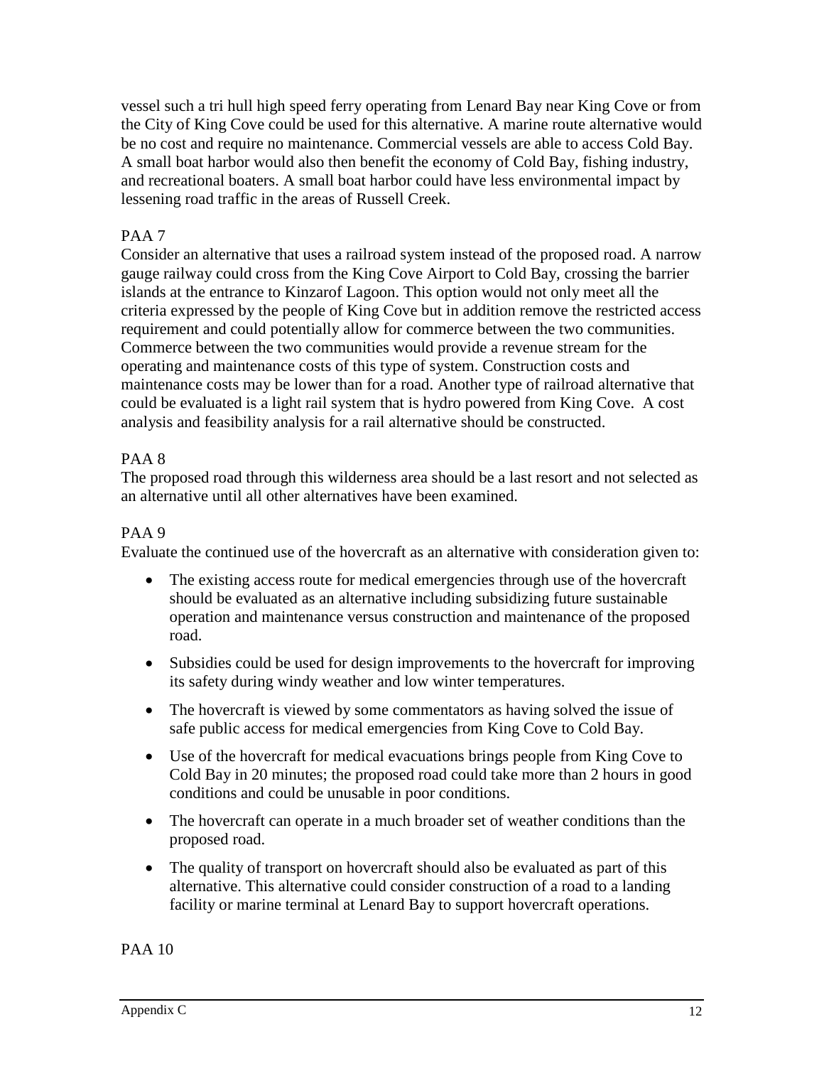vessel such a tri hull high speed ferry operating from Lenard Bay near King Cove or from the City of King Cove could be used for this alternative. A marine route alternative would be no cost and require no maintenance. Commercial vessels are able to access Cold Bay. A small boat harbor would also then benefit the economy of Cold Bay, fishing industry, and recreational boaters. A small boat harbor could have less environmental impact by lessening road traffic in the areas of Russell Creek.

PAA 7

Consider an alternative that uses a railroad system instead of the proposed road. A narrow gauge railway could cross from the King Cove Airport to Cold Bay, crossing the barrier islands at the entrance to Kinzarof Lagoon. This option would not only meet all the criteria expressed by the people of King Cove but in addition remove the restricted access requirement and could potentially allow for commerce between the two communities. Commerce between the two communities would provide a revenue stream for the operating and maintenance costs of this type of system. Construction costs and maintenance costs may be lower than for a road. Another type of railroad alternative that could be evaluated is a light rail system that is hydro powered from King Cove. A cost analysis and feasibility analysis for a rail alternative should be constructed.

PAA 8

The proposed road through this wilderness area should be a last resort and not selected as an alternative until all other alternatives have been examined.

PAA 9

Evaluate the continued use of the hovercraft as an alternative with consideration given to:

- The existing access route for medical emergencies through use of the hovercraft should be evaluated as an alternative including subsidizing future sustainable operation and maintenance versus construction and maintenance of the proposed road.
- Subsidies could be used for design improvements to the hovercraft for improving its safety during windy weather and low winter temperatures.
- The hovercraft is viewed by some commentators as having solved the issue of safe public access for medical emergencies from King Cove to Cold Bay.
- Use of the hovercraft for medical evacuations brings people from King Cove to Cold Bay in 20 minutes; the proposed road could take more than 2 hours in good conditions and could be unusable in poor conditions.
- The hovercraft can operate in a much broader set of weather conditions than the proposed road.
- The quality of transport on hovercraft should also be evaluated as part of this alternative. This alternative could consider construction of a road to a landing facility or marine terminal at Lenard Bay to support hovercraft operations.

PAA 10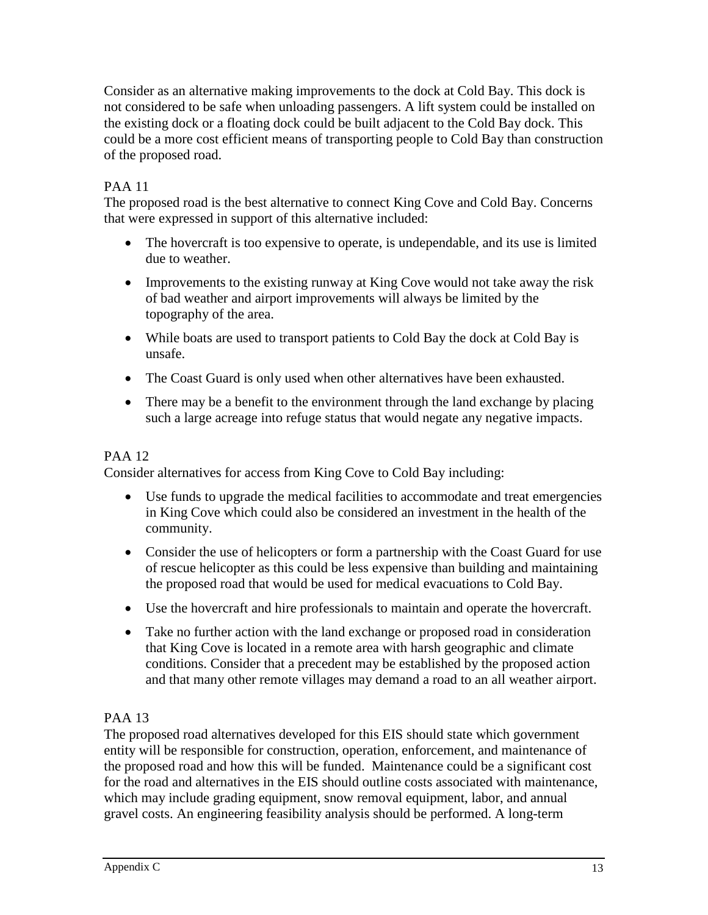Consider as an alternative making improvements to the dock at Cold Bay. This dock is not considered to be safe when unloading passengers. A lift system could be installed on the existing dock or a floating dock could be built adjacent to the Cold Bay dock. This could be a more cost efficient means of transporting people to Cold Bay than construction of the proposed road.

PAA 11

The proposed road is the best alternative to connect King Cove and Cold Bay. Concerns that were expressed in support of this alternative included:

- The hovercraft is too expensive to operate, is undependable, and its use is limited due to weather.
- Improvements to the existing runway at King Cove would not take away the risk of bad weather and airport improvements will always be limited by the topography of the area.
- While boats are used to transport patients to Cold Bay the dock at Cold Bay is unsafe.
- The Coast Guard is only used when other alternatives have been exhausted.
- There may be a benefit to the environment through the land exchange by placing such a large acreage into refuge status that would negate any negative impacts.

PAA 12

Consider alternatives for access from King Cove to Cold Bay including:

- Use funds to upgrade the medical facilities to accommodate and treat emergencies in King Cove which could also be considered an investment in the health of the community.
- Consider the use of helicopters or form a partnership with the Coast Guard for use of rescue helicopter as this could be less expensive than building and maintaining the proposed road that would be used for medical evacuations to Cold Bay.
- Use the hovercraft and hire professionals to maintain and operate the hovercraft.
- Take no further action with the land exchange or proposed road in consideration that King Cove is located in a remote area with harsh geographic and climate conditions. Consider that a precedent may be established by the proposed action and that many other remote villages may demand a road to an all weather airport.

PAA 13

The proposed road alternatives developed for this EIS should state which government entity will be responsible for construction, operation, enforcement, and maintenance of the proposed road and how this will be funded. Maintenance could be a significant cost for the road and alternatives in the EIS should outline costs associated with maintenance, which may include grading equipment, snow removal equipment, labor, and annual gravel costs. An engineering feasibility analysis should be performed. A long-term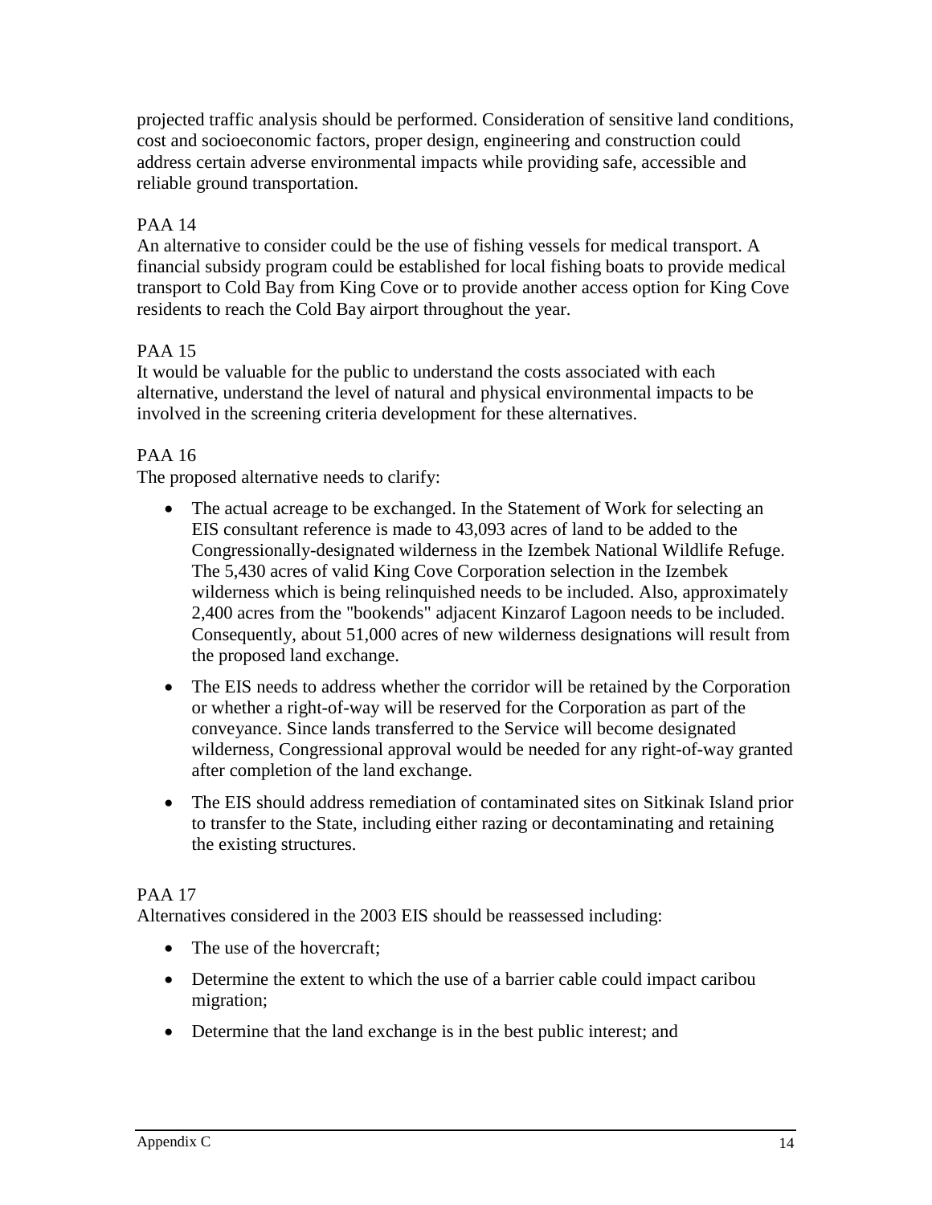projected traffic analysis should be performed. Consideration of sensitive land conditions, cost and socioeconomic factors, proper design, engineering and construction could address certain adverse environmental impacts while providing safe, accessible and reliable ground transportation.

PAA 14

An alternative to consider could be the use of fishing vessels for medical transport. A financial subsidy program could be established for local fishing boats to provide medical transport to Cold Bay from King Cove or to provide another access option for King Cove residents to reach the Cold Bay airport throughout the year.

PAA 15

It would be valuable for the public to understand the costs associated with each alternative, understand the level of natural and physical environmental impacts to be involved in the screening criteria development for these alternatives.

PAA 16

The proposed alternative needs to clarify:

- The actual acreage to be exchanged. In the Statement of Work for selecting an EIS consultant reference is made to 43,093 acres of land to be added to the Congressionally-designated wilderness in the Izembek National Wildlife Refuge. The 5,430 acres of valid King Cove Corporation selection in the Izembek wilderness which is being relinquished needs to be included. Also, approximately 2,400 acres from the "bookends" adjacent Kinzarof Lagoon needs to be included. Consequently, about 51,000 acres of new wilderness designations will result from the proposed land exchange.
- The EIS needs to address whether the corridor will be retained by the Corporation or whether a right-of-way will be reserved for the Corporation as part of the conveyance. Since lands transferred to the Service will become designated wilderness, Congressional approval would be needed for any right-of-way granted after completion of the land exchange.
- The EIS should address remediation of contaminated sites on Sitkinak Island prior to transfer to the State, including either razing or decontaminating and retaining the existing structures.

PAA 17

Alternatives considered in the 2003 EIS should be reassessed including:

- The use of the hovercraft;
- Determine the extent to which the use of a barrier cable could impact caribou migration;
- Determine that the land exchange is in the best public interest; and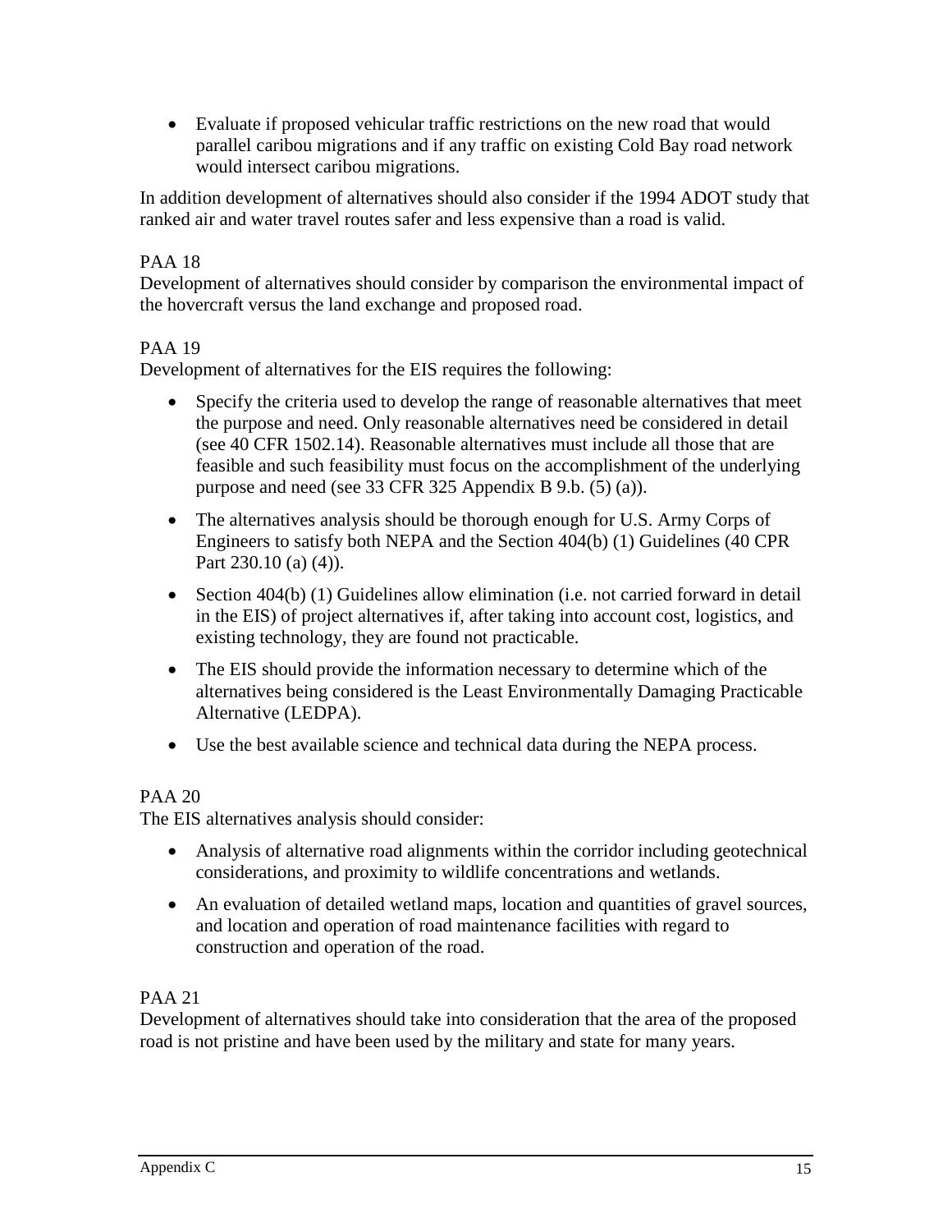- Evaluate if proposed vehicular traffic restrictions on the new road that would parallel caribou migrations and if any traffic on existing Cold Bay road network would intersect caribou migrations.

In addition development of alternatives should also consider if the 1994 ADOT study that ranked air and water travel routes safer and less expensive than a road is valid.

PAA 18

Development of alternatives should consider by comparison the environmental impact of the hovercraft versus the land exchange and proposed road.

PAA 19

Development of alternatives for the EIS requires the following:

- Specify the criteria used to develop the range of reasonable alternatives that meet the purpose and need. Only reasonable alternatives need be considered in detail (see 40 CFR 1502.14). Reasonable alternatives must include all those that are feasible and such feasibility must focus on the accomplishment of the underlying purpose and need (see 33 CFR 325 Appendix B 9.b. (5) (a)).
- The alternatives analysis should be thorough enough for U.S. Army Corps of Engineers to satisfy both NEPA and the Section 404(b) (1) Guidelines (40 CPR Part 230.10 (a) (4)).
- Section 404(b) (1) Guidelines allow elimination (i.e. not carried forward in detail in the EIS) of project alternatives if, after taking into account cost, logistics, and existing technology, they are found not practicable.
- The EIS should provide the information necessary to determine which of the alternatives being considered is the Least Environmentally Damaging Practicable Alternative (LEDPA).
- Use the best available science and technical data during the NEPA process.

PAA 20

The EIS alternatives analysis should consider:

- Analysis of alternative road alignments within the corridor including geotechnical considerations, and proximity to wildlife concentrations and wetlands.
- An evaluation of detailed wetland maps, location and quantities of gravel sources, and location and operation of road maintenance facilities with regard to construction and operation of the road.

PAA 21

Development of alternatives should take into consideration that the area of the proposed road is not pristine and have been used by the military and state for many years.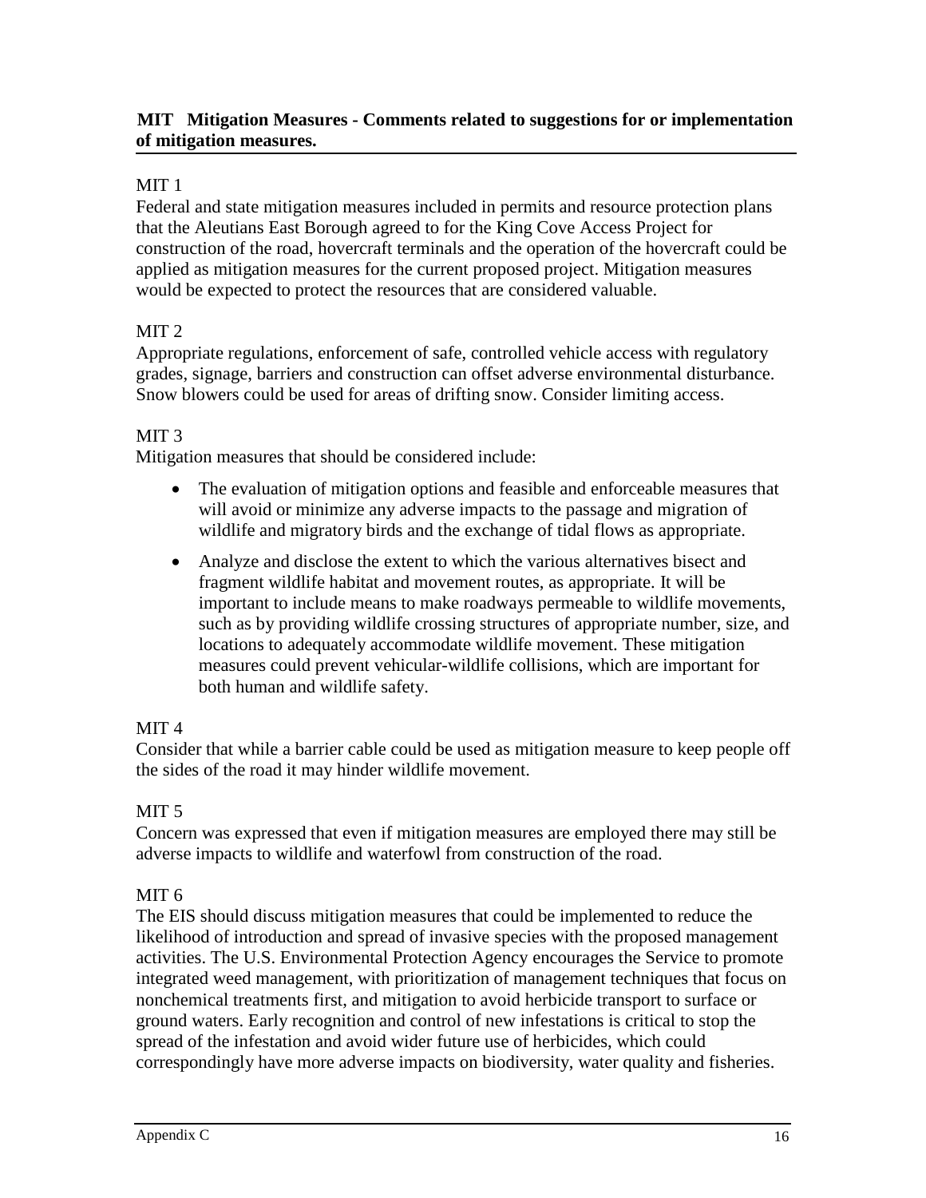**MIT Mitigation Measures - Comments related to suggestions for or implementation of mitigation measures.**

MIT 1

Federal and state mitigation measures included in permits and resource protection plans that the Aleutians East Borough agreed to for the King Cove Access Project for construction of the road, hovercraft terminals and the operation of the hovercraft could be applied as mitigation measures for the current proposed project. Mitigation measures would be expected to protect the resources that are considered valuable.

MIT 2

Appropriate regulations, enforcement of safe, controlled vehicle access with regulatory grades, signage, barriers and construction can offset adverse environmental disturbance. Snow blowers could be used for areas of drifting snow. Consider limiting access.

MIT 3

Mitigation measures that should be considered include:

- The evaluation of mitigation options and feasible and enforceable measures that will avoid or minimize any adverse impacts to the passage and migration of wildlife and migratory birds and the exchange of tidal flows as appropriate.
- Analyze and disclose the extent to which the various alternatives bisect and fragment wildlife habitat and movement routes, as appropriate. It will be important to include means to make roadways permeable to wildlife movements, such as by providing wildlife crossing structures of appropriate number, size, and locations to adequately accommodate wildlife movement. These mitigation measures could prevent vehicular-wildlife collisions, which are important for both human and wildlife safety.

MIT 4

Consider that while a barrier cable could be used as mitigation measure to keep people off the sides of the road it may hinder wildlife movement.

MIT 5

Concern was expressed that even if mitigation measures are employed there may still be adverse impacts to wildlife and waterfowl from construction of the road.

MIT 6

The EIS should discuss mitigation measures that could be implemented to reduce the likelihood of introduction and spread of invasive species with the proposed management activities. The U.S. Environmental Protection Agency encourages the Service to promote integrated weed management, with prioritization of management techniques that focus on nonchemical treatments first, and mitigation to avoid herbicide transport to surface or ground waters. Early recognition and control of new infestations is critical to stop the spread of the infestation and avoid wider future use of herbicides, which could correspondingly have more adverse impacts on biodiversity, water quality and fisheries.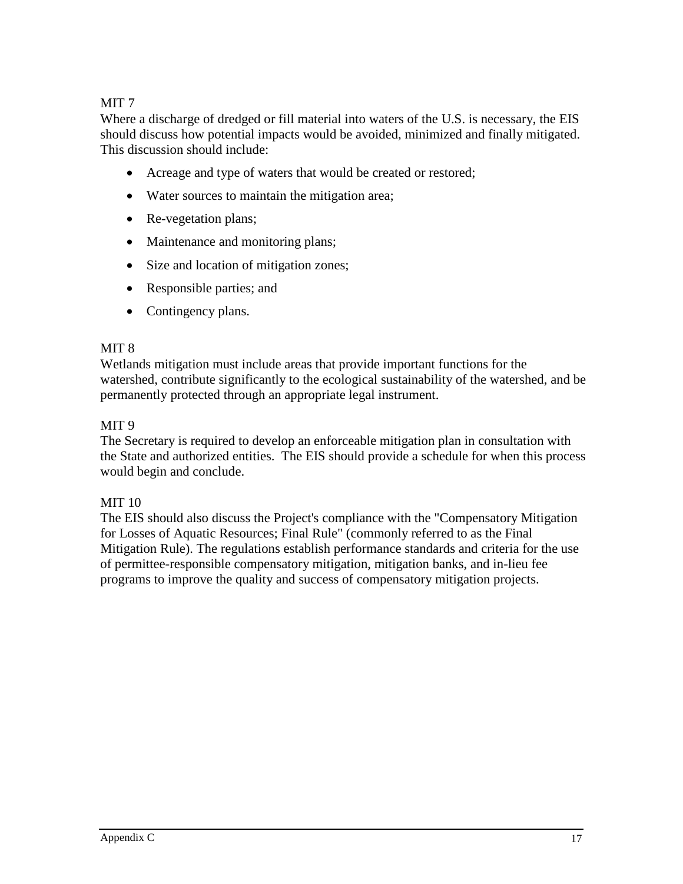MIT 7

Where a discharge of dredged or fill material into waters of the U.S. is necessary, the EIS should discuss how potential impacts would be avoided, minimized and finally mitigated. This discussion should include:

- Acreage and type of waters that would be created or restored;
- Water sources to maintain the mitigation area;
- Re-vegetation plans;
- Maintenance and monitoring plans;
- Size and location of mitigation zones;
- Responsible parties; and
- Contingency plans.

MIT 8

Wetlands mitigation must include areas that provide important functions for the watershed, contribute significantly to the ecological sustainability of the watershed, and be permanently protected through an appropriate legal instrument.

MIT 9

The Secretary is required to develop an enforceable mitigation plan in consultation with the State and authorized entities. The EIS should provide a schedule for when this process would begin and conclude.

MIT 10

The EIS should also discuss the Project's compliance with the "Compensatory Mitigation for Losses of Aquatic Resources; Final Rule" (commonly referred to as the Final Mitigation Rule). The regulations establish performance standards and criteria for the use of permittee-responsible compensatory mitigation, mitigation banks, and in-lieu fee programs to improve the quality and success of compensatory mitigation projects.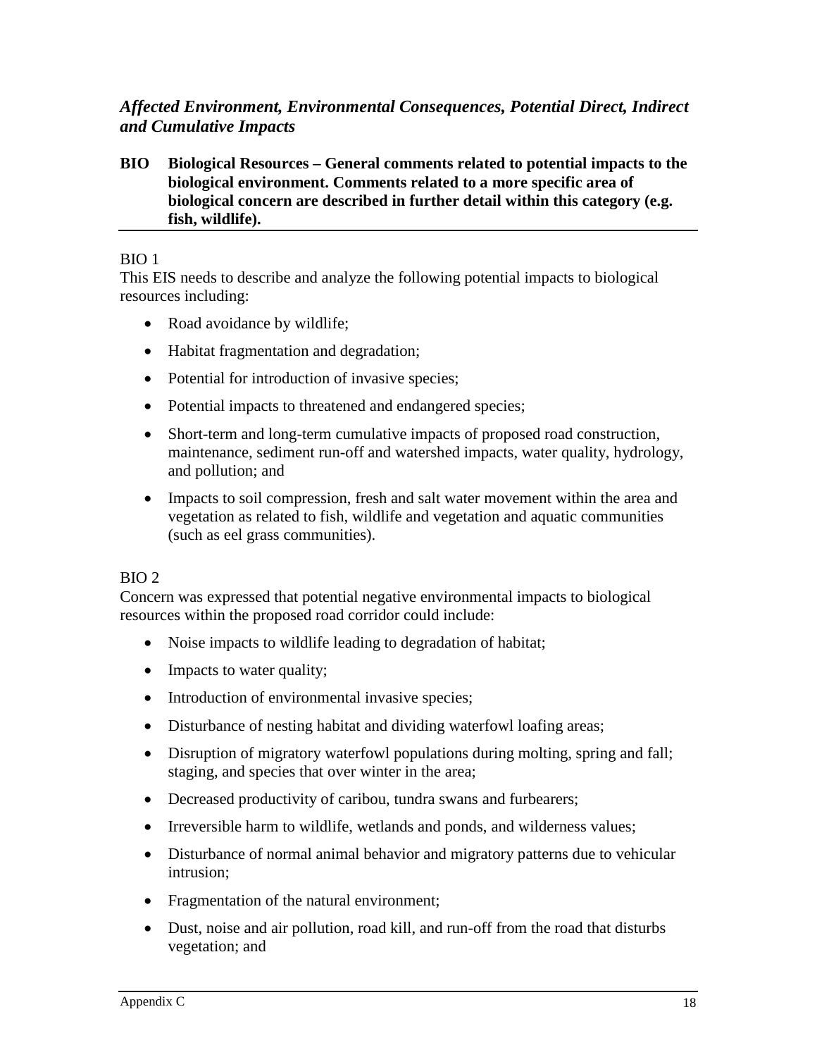### *Affected Environment, Environmental Consequences, Potential Direct, Indirect and Cumulative Impacts*

**BIO Biological Resources – General comments related to potential impacts to the biological environment. Comments related to a more specific area of biological concern are described in further detail within this category (e.g. fish, wildlife).**

BIO 1
This EIS needs to describe and analyze the following potential impacts to biological resources including:

- Road avoidance by wildlife;
- Habitat fragmentation and degradation;
- Potential for introduction of invasive species;
- Potential impacts to threatened and endangered species;
- Short-term and long-term cumulative impacts of proposed road construction, maintenance, sediment run-off and watershed impacts, water quality, hydrology, and pollution; and
- Impacts to soil compression, fresh and salt water movement within the area and vegetation as related to fish, wildlife and vegetation and aquatic communities (such as eel grass communities).

BIO 2
Concern was expressed that potential negative environmental impacts to biological resources within the proposed road corridor could include:

- Noise impacts to wildlife leading to degradation of habitat;
- Impacts to water quality;
- Introduction of environmental invasive species;
- Disturbance of nesting habitat and dividing waterfowl loafing areas;
- Disruption of migratory waterfowl populations during molting, spring and fall; staging, and species that over winter in the area;
- Decreased productivity of caribou, tundra swans and furbearers;
- Irreversible harm to wildlife, wetlands and ponds, and wilderness values;
- Disturbance of normal animal behavior and migratory patterns due to vehicular intrusion;
- Fragmentation of the natural environment;
- Dust, noise and air pollution, road kill, and run-off from the road that disturbs vegetation; and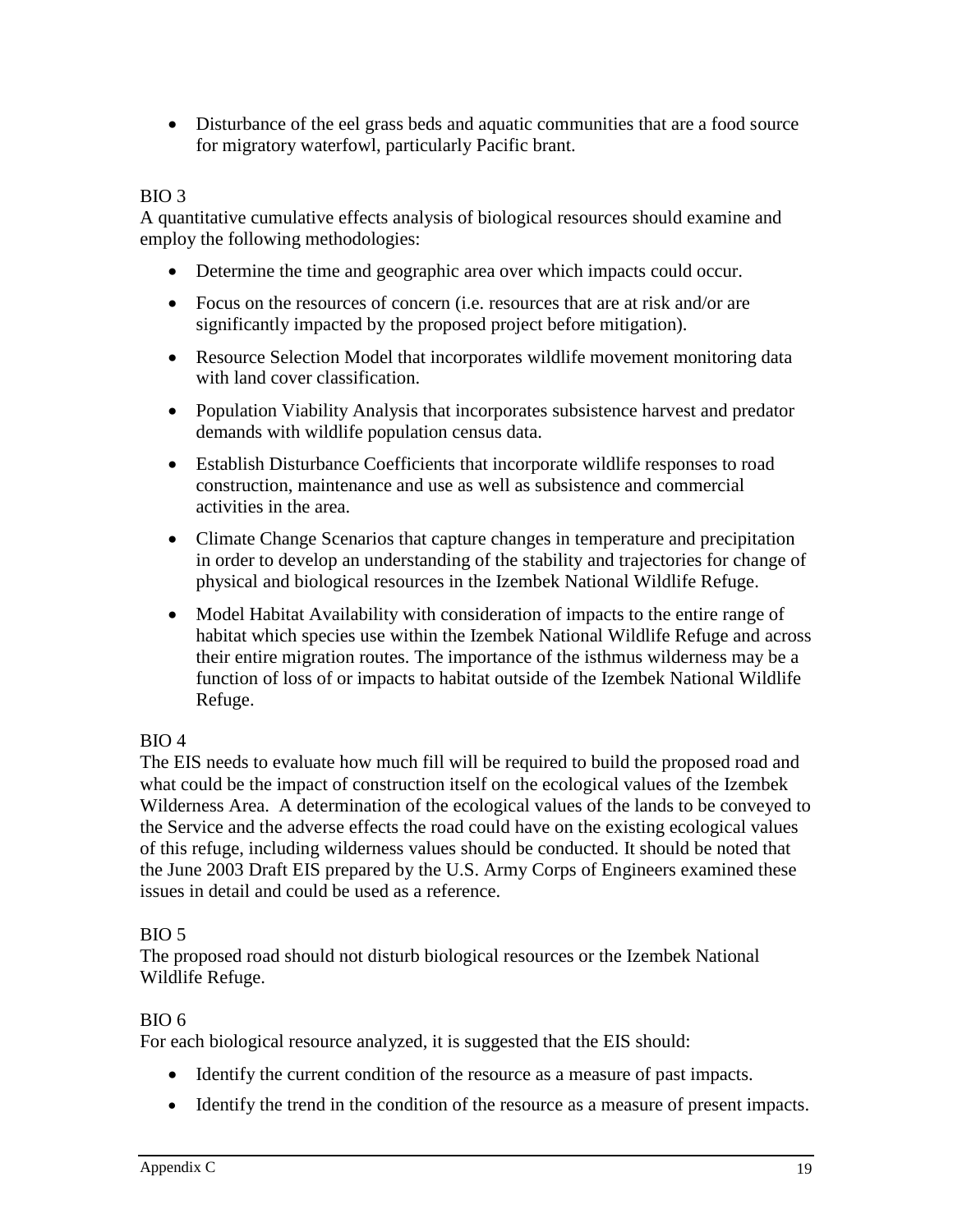- Disturbance of the eel grass beds and aquatic communities that are a food source for migratory waterfowl, particularly Pacific brant.

BIO 3

A quantitative cumulative effects analysis of biological resources should examine and employ the following methodologies:

- Determine the time and geographic area over which impacts could occur.
- Focus on the resources of concern (i.e. resources that are at risk and/or are significantly impacted by the proposed project before mitigation).
- Resource Selection Model that incorporates wildlife movement monitoring data with land cover classification.
- Population Viability Analysis that incorporates subsistence harvest and predator demands with wildlife population census data.
- Establish Disturbance Coefficients that incorporate wildlife responses to road construction, maintenance and use as well as subsistence and commercial activities in the area.
- Climate Change Scenarios that capture changes in temperature and precipitation in order to develop an understanding of the stability and trajectories for change of physical and biological resources in the Izembek National Wildlife Refuge.
- Model Habitat Availability with consideration of impacts to the entire range of habitat which species use within the Izembek National Wildlife Refuge and across their entire migration routes. The importance of the isthmus wilderness may be a function of loss of or impacts to habitat outside of the Izembek National Wildlife Refuge.

BIO 4

The EIS needs to evaluate how much fill will be required to build the proposed road and what could be the impact of construction itself on the ecological values of the Izembek Wilderness Area. A determination of the ecological values of the lands to be conveyed to the Service and the adverse effects the road could have on the existing ecological values of this refuge, including wilderness values should be conducted. It should be noted that the June 2003 Draft EIS prepared by the U.S. Army Corps of Engineers examined these issues in detail and could be used as a reference.

BIO 5

The proposed road should not disturb biological resources or the Izembek National Wildlife Refuge.

BIO 6

For each biological resource analyzed, it is suggested that the EIS should:

- Identify the current condition of the resource as a measure of past impacts.
- Identify the trend in the condition of the resource as a measure of present impacts.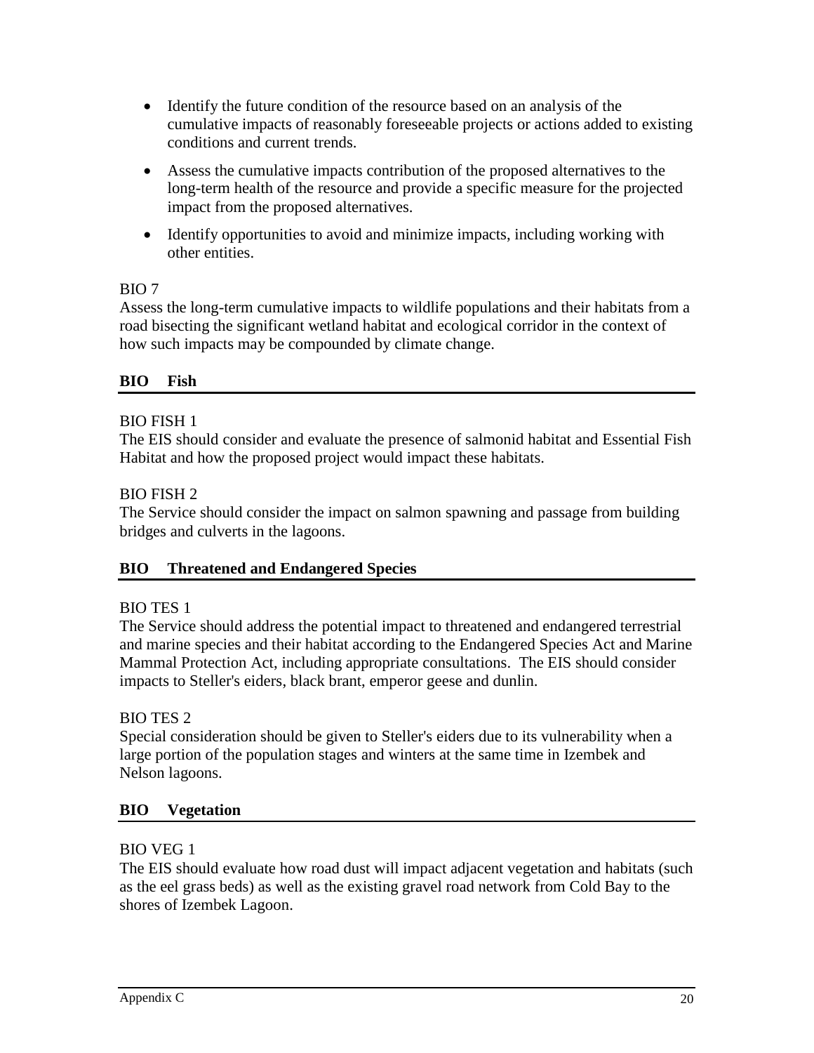- Identify the future condition of the resource based on an analysis of the cumulative impacts of reasonably foreseeable projects or actions added to existing conditions and current trends.
- Assess the cumulative impacts contribution of the proposed alternatives to the long-term health of the resource and provide a specific measure for the projected impact from the proposed alternatives.
- Identify opportunities to avoid and minimize impacts, including working with other entities.

BIO 7
Assess the long-term cumulative impacts to wildlife populations and their habitats from a road bisecting the significant wetland habitat and ecological corridor in the context of how such impacts may be compounded by climate change.

## BIO Fish

BIO FISH 1
The EIS should consider and evaluate the presence of salmonid habitat and Essential Fish Habitat and how the proposed project would impact these habitats.

BIO FISH 2
The Service should consider the impact on salmon spawning and passage from building bridges and culverts in the lagoons.

## BIO Threatened and Endangered Species

BIO TES 1
The Service should address the potential impact to threatened and endangered terrestrial and marine species and their habitat according to the Endangered Species Act and Marine Mammal Protection Act, including appropriate consultations. The EIS should consider impacts to Steller's eiders, black brant, emperor geese and dunlin.

BIO TES 2
Special consideration should be given to Steller's eiders due to its vulnerability when a large portion of the population stages and winters at the same time in Izembek and Nelson lagoons.

## BIO Vegetation

BIO VEG 1
The EIS should evaluate how road dust will impact adjacent vegetation and habitats (such as the eel grass beds) as well as the existing gravel road network from Cold Bay to the shores of Izembek Lagoon.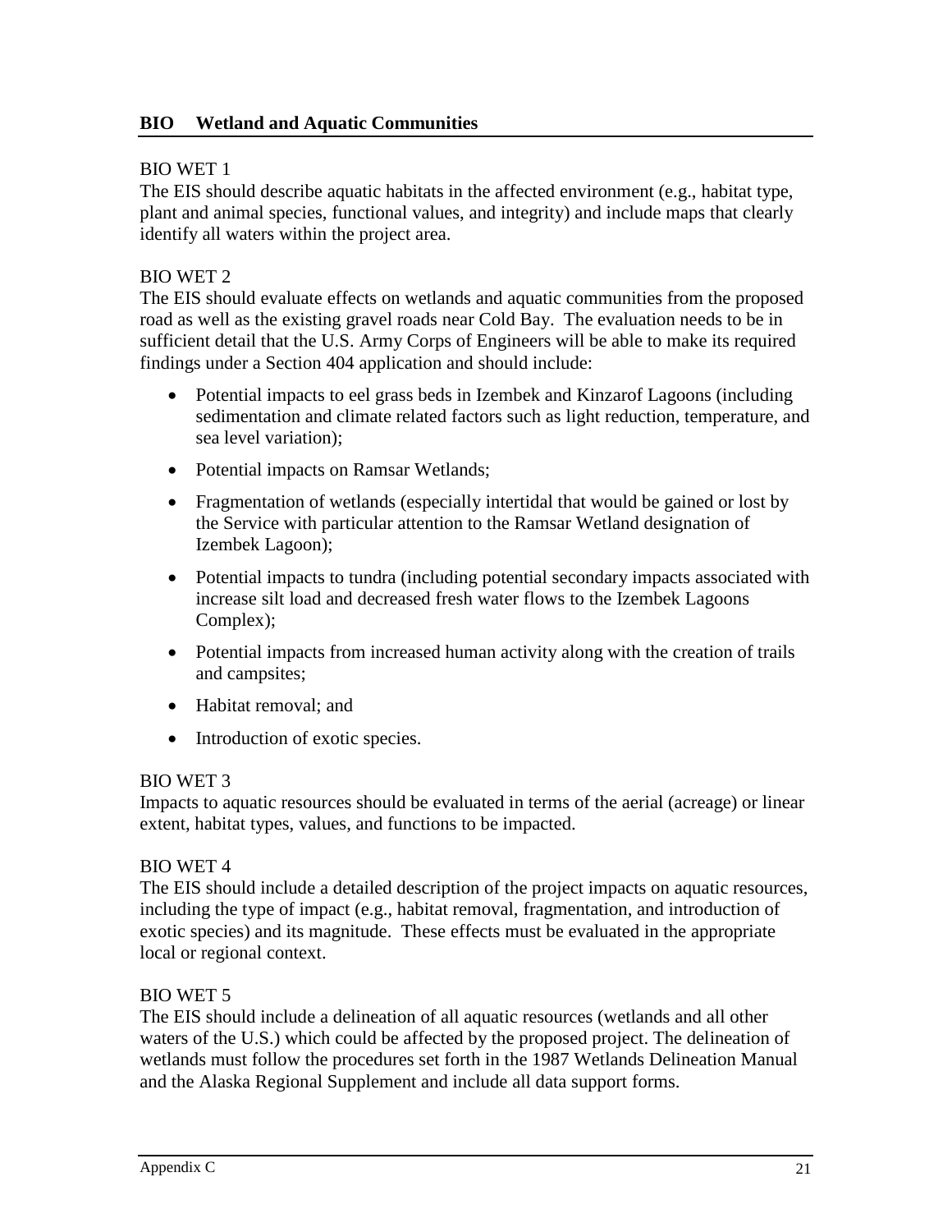## BIO Wetland and Aquatic Communities

BIO WET 1

The EIS should describe aquatic habitats in the affected environment (e.g., habitat type, plant and animal species, functional values, and integrity) and include maps that clearly identify all waters within the project area.

BIO WET 2

The EIS should evaluate effects on wetlands and aquatic communities from the proposed road as well as the existing gravel roads near Cold Bay. The evaluation needs to be in sufficient detail that the U.S. Army Corps of Engineers will be able to make its required findings under a Section 404 application and should include:

- Potential impacts to eel grass beds in Izembek and Kinzarof Lagoons (including sedimentation and climate related factors such as light reduction, temperature, and sea level variation);
- Potential impacts on Ramsar Wetlands;
- Fragmentation of wetlands (especially intertidal that would be gained or lost by the Service with particular attention to the Ramsar Wetland designation of Izembek Lagoon);
- Potential impacts to tundra (including potential secondary impacts associated with increase silt load and decreased fresh water flows to the Izembek Lagoons Complex);
- Potential impacts from increased human activity along with the creation of trails and campsites;
- Habitat removal; and
- Introduction of exotic species.

BIO WET 3

Impacts to aquatic resources should be evaluated in terms of the aerial (acreage) or linear extent, habitat types, values, and functions to be impacted.

BIO WET 4

The EIS should include a detailed description of the project impacts on aquatic resources, including the type of impact (e.g., habitat removal, fragmentation, and introduction of exotic species) and its magnitude. These effects must be evaluated in the appropriate local or regional context.

BIO WET 5

The EIS should include a delineation of all aquatic resources (wetlands and all other waters of the U.S.) which could be affected by the proposed project. The delineation of wetlands must follow the procedures set forth in the 1987 Wetlands Delineation Manual and the Alaska Regional Supplement and include all data support forms.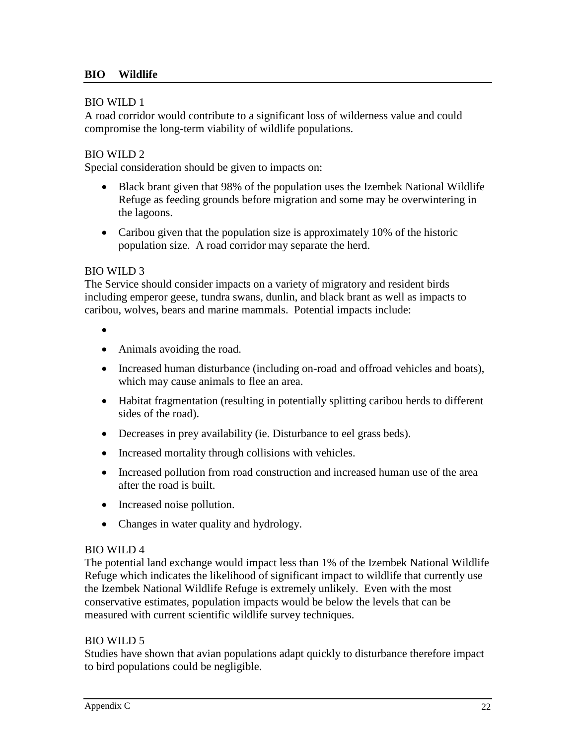## BIO Wildlife

BIO WILD 1

A road corridor would contribute to a significant loss of wilderness value and could compromise the long-term viability of wildlife populations.

BIO WILD 2

Special consideration should be given to impacts on:

- Black brant given that 98% of the population uses the Izembek National Wildlife Refuge as feeding grounds before migration and some may be overwintering in the lagoons.
- Caribou given that the population size is approximately 10% of the historic population size. A road corridor may separate the herd.

BIO WILD 3

The Service should consider impacts on a variety of migratory and resident birds including emperor geese, tundra swans, dunlin, and black brant as well as impacts to caribou, wolves, bears and marine mammals. Potential impacts include:

- 
- Animals avoiding the road.
- Increased human disturbance (including on-road and offroad vehicles and boats), which may cause animals to flee an area.
- Habitat fragmentation (resulting in potentially splitting caribou herds to different sides of the road).
- Decreases in prey availability (ie. Disturbance to eel grass beds).
- Increased mortality through collisions with vehicles.
- Increased pollution from road construction and increased human use of the area after the road is built.
- Increased noise pollution.
- Changes in water quality and hydrology.

BIO WILD 4

The potential land exchange would impact less than 1% of the Izembek National Wildlife Refuge which indicates the likelihood of significant impact to wildlife that currently use the Izembek National Wildlife Refuge is extremely unlikely. Even with the most conservative estimates, population impacts would be below the levels that can be measured with current scientific wildlife survey techniques.

BIO WILD 5

Studies have shown that avian populations adapt quickly to disturbance therefore impact to bird populations could be negligible.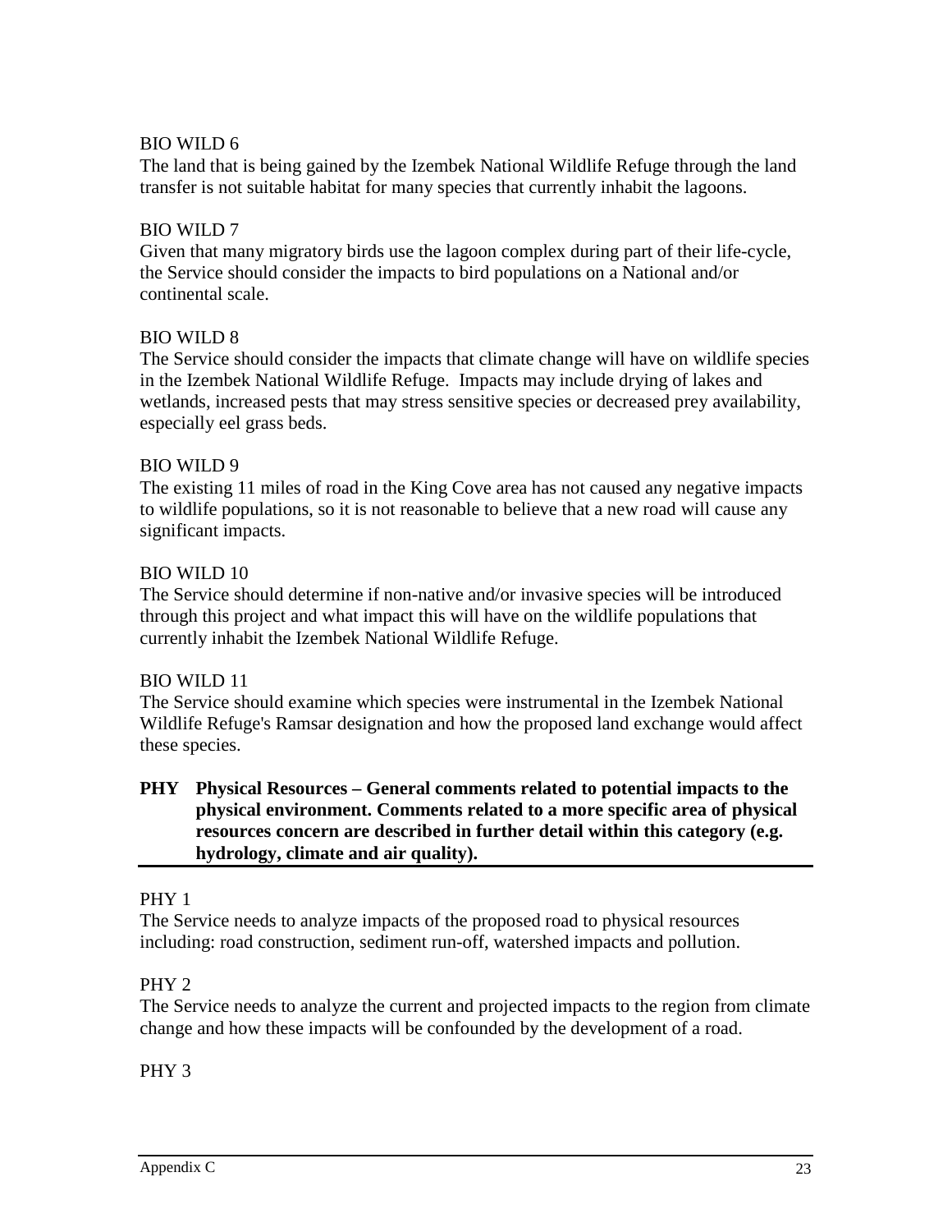BIO WILD 6

The land that is being gained by the Izembek National Wildlife Refuge through the land transfer is not suitable habitat for many species that currently inhabit the lagoons.

BIO WILD 7

Given that many migratory birds use the lagoon complex during part of their life-cycle, the Service should consider the impacts to bird populations on a National and/or continental scale.

BIO WILD 8

The Service should consider the impacts that climate change will have on wildlife species in the Izembek National Wildlife Refuge. Impacts may include drying of lakes and wetlands, increased pests that may stress sensitive species or decreased prey availability, especially eel grass beds.

BIO WILD 9

The existing 11 miles of road in the King Cove area has not caused any negative impacts to wildlife populations, so it is not reasonable to believe that a new road will cause any significant impacts.

BIO WILD 10

The Service should determine if non-native and/or invasive species will be introduced through this project and what impact this will have on the wildlife populations that currently inhabit the Izembek National Wildlife Refuge.

BIO WILD 11

The Service should examine which species were instrumental in the Izembek National Wildlife Refuge's Ramsar designation and how the proposed land exchange would affect these species.

**PHY Physical Resources – General comments related to potential impacts to the physical environment. Comments related to a more specific area of physical resources concern are described in further detail within this category (e.g. hydrology, climate and air quality).**

PHY 1

The Service needs to analyze impacts of the proposed road to physical resources including: road construction, sediment run-off, watershed impacts and pollution.

PHY 2

The Service needs to analyze the current and projected impacts to the region from climate change and how these impacts will be confounded by the development of a road.

PHY 3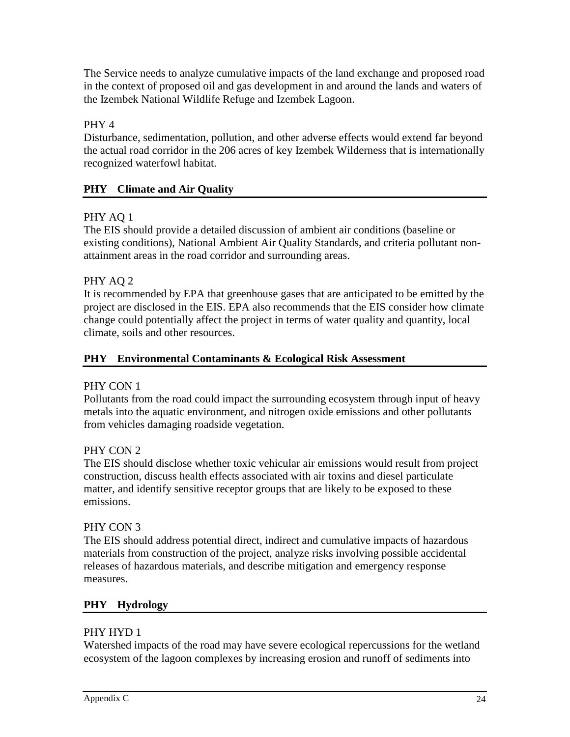The Service needs to analyze cumulative impacts of the land exchange and proposed road in the context of proposed oil and gas development in and around the lands and waters of the Izembek National Wildlife Refuge and Izembek Lagoon.

PHY 4

Disturbance, sedimentation, pollution, and other adverse effects would extend far beyond the actual road corridor in the 206 acres of key Izembek Wilderness that is internationally recognized waterfowl habitat.

## PHY Climate and Air Quality

PHY AQ 1

The EIS should provide a detailed discussion of ambient air conditions (baseline or existing conditions), National Ambient Air Quality Standards, and criteria pollutant non-attainment areas in the road corridor and surrounding areas.

PHY AQ 2

It is recommended by EPA that greenhouse gases that are anticipated to be emitted by the project are disclosed in the EIS. EPA also recommends that the EIS consider how climate change could potentially affect the project in terms of water quality and quantity, local climate, soils and other resources.

## PHY Environmental Contaminants & Ecological Risk Assessment

PHY CON 1

Pollutants from the road could impact the surrounding ecosystem through input of heavy metals into the aquatic environment, and nitrogen oxide emissions and other pollutants from vehicles damaging roadside vegetation.

PHY CON 2

The EIS should disclose whether toxic vehicular air emissions would result from project construction, discuss health effects associated with air toxins and diesel particulate matter, and identify sensitive receptor groups that are likely to be exposed to these emissions.

PHY CON 3

The EIS should address potential direct, indirect and cumulative impacts of hazardous materials from construction of the project, analyze risks involving possible accidental releases of hazardous materials, and describe mitigation and emergency response measures.

## PHY Hydrology

PHY HYD 1

Watershed impacts of the road may have severe ecological repercussions for the wetland ecosystem of the lagoon complexes by increasing erosion and runoff of sediments into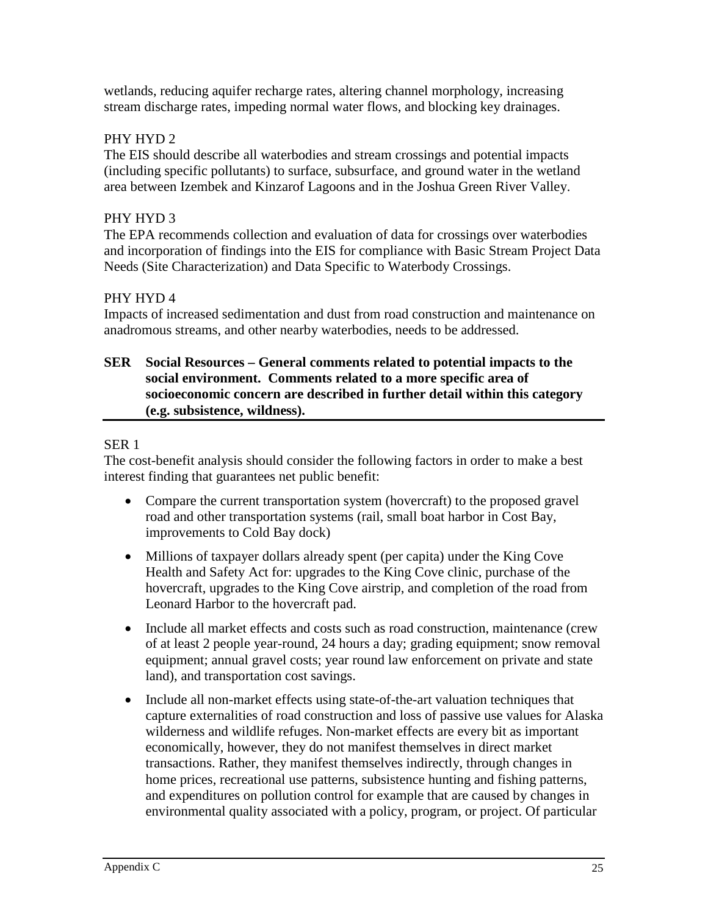wetlands, reducing aquifer recharge rates, altering channel morphology, increasing stream discharge rates, impeding normal water flows, and blocking key drainages.

PHY HYD 2

The EIS should describe all waterbodies and stream crossings and potential impacts (including specific pollutants) to surface, subsurface, and ground water in the wetland area between Izembek and Kinzarof Lagoons and in the Joshua Green River Valley.

PHY HYD 3

The EPA recommends collection and evaluation of data for crossings over waterbodies and incorporation of findings into the EIS for compliance with Basic Stream Project Data Needs (Site Characterization) and Data Specific to Waterbody Crossings.

PHY HYD 4

Impacts of increased sedimentation and dust from road construction and maintenance on anadromous streams, and other nearby waterbodies, needs to be addressed.

**SER Social Resources – General comments related to potential impacts to the social environment. Comments related to a more specific area of socioeconomic concern are described in further detail within this category (e.g. subsistence, wildness).**

SER 1

The cost-benefit analysis should consider the following factors in order to make a best interest finding that guarantees net public benefit:

- Compare the current transportation system (hovercraft) to the proposed gravel road and other transportation systems (rail, small boat harbor in Cost Bay, improvements to Cold Bay dock)
- Millions of taxpayer dollars already spent (per capita) under the King Cove Health and Safety Act for: upgrades to the King Cove clinic, purchase of the hovercraft, upgrades to the King Cove airstrip, and completion of the road from Leonard Harbor to the hovercraft pad.
- Include all market effects and costs such as road construction, maintenance (crew of at least 2 people year-round, 24 hours a day; grading equipment; snow removal equipment; annual gravel costs; year round law enforcement on private and state land), and transportation cost savings.
- Include all non-market effects using state-of-the-art valuation techniques that capture externalities of road construction and loss of passive use values for Alaska wilderness and wildlife refuges. Non-market effects are every bit as important economically, however, they do not manifest themselves in direct market transactions. Rather, they manifest themselves indirectly, through changes in home prices, recreational use patterns, subsistence hunting and fishing patterns, and expenditures on pollution control for example that are caused by changes in environmental quality associated with a policy, program, or project. Of particular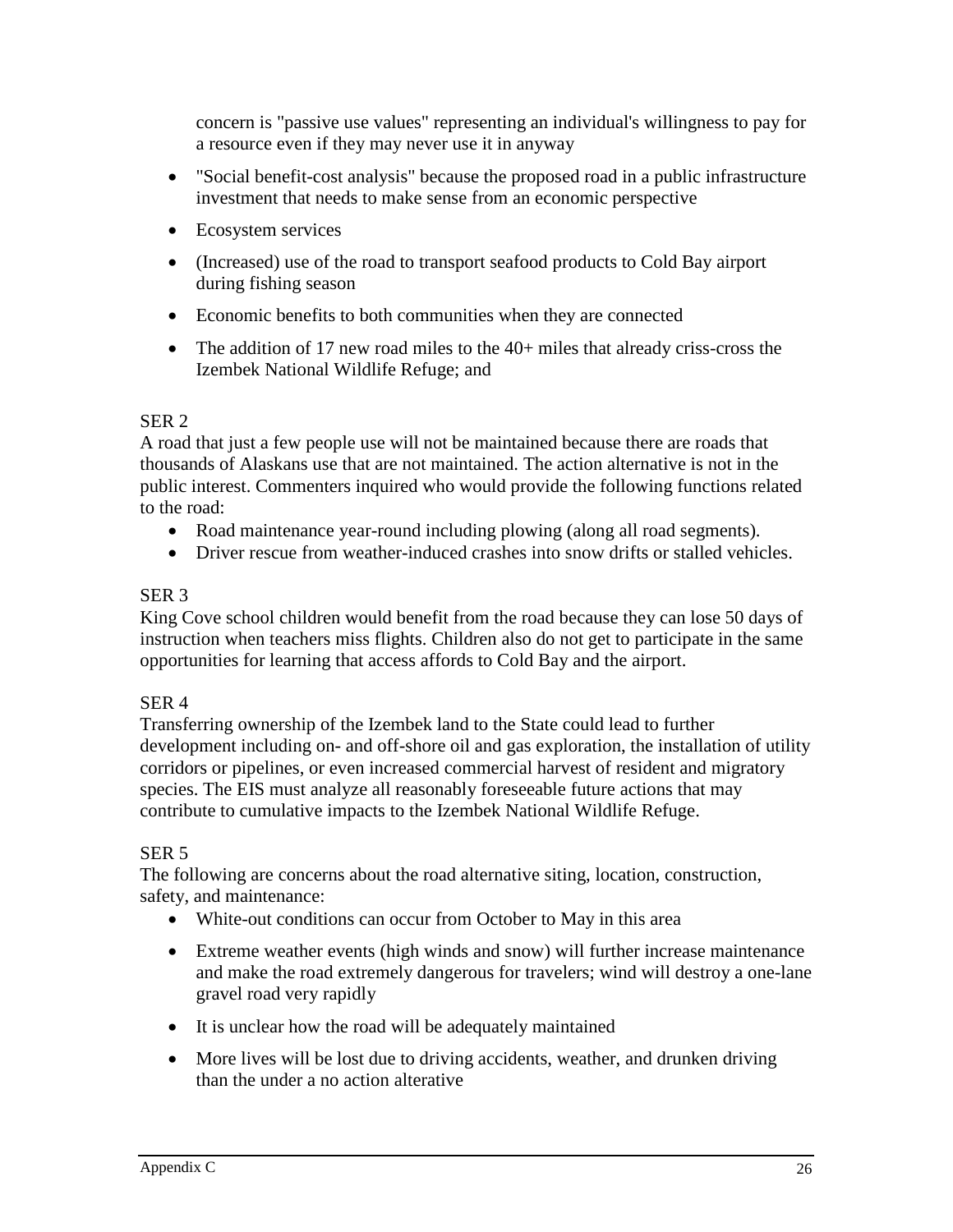concern is "passive use values" representing an individual's willingness to pay for a resource even if they may never use it in anyway

- "Social benefit-cost analysis" because the proposed road in a public infrastructure investment that needs to make sense from an economic perspective
- Ecosystem services
- (Increased) use of the road to transport seafood products to Cold Bay airport during fishing season
- Economic benefits to both communities when they are connected
- The addition of 17 new road miles to the 40+ miles that already criss-cross the Izembek National Wildlife Refuge; and

SER 2

A road that just a few people use will not be maintained because there are roads that thousands of Alaskans use that are not maintained. The action alternative is not in the public interest. Commenters inquired who would provide the following functions related to the road:

- Road maintenance year-round including plowing (along all road segments).
- Driver rescue from weather-induced crashes into snow drifts or stalled vehicles.

SER 3

King Cove school children would benefit from the road because they can lose 50 days of instruction when teachers miss flights. Children also do not get to participate in the same opportunities for learning that access affords to Cold Bay and the airport.

SER 4

Transferring ownership of the Izembek land to the State could lead to further development including on- and off-shore oil and gas exploration, the installation of utility corridors or pipelines, or even increased commercial harvest of resident and migratory species. The EIS must analyze all reasonably foreseeable future actions that may contribute to cumulative impacts to the Izembek National Wildlife Refuge.

SER 5

The following are concerns about the road alternative siting, location, construction, safety, and maintenance:

- White-out conditions can occur from October to May in this area
- Extreme weather events (high winds and snow) will further increase maintenance and make the road extremely dangerous for travelers; wind will destroy a one-lane gravel road very rapidly
- It is unclear how the road will be adequately maintained
- More lives will be lost due to driving accidents, weather, and drunken driving than the under a no action alterative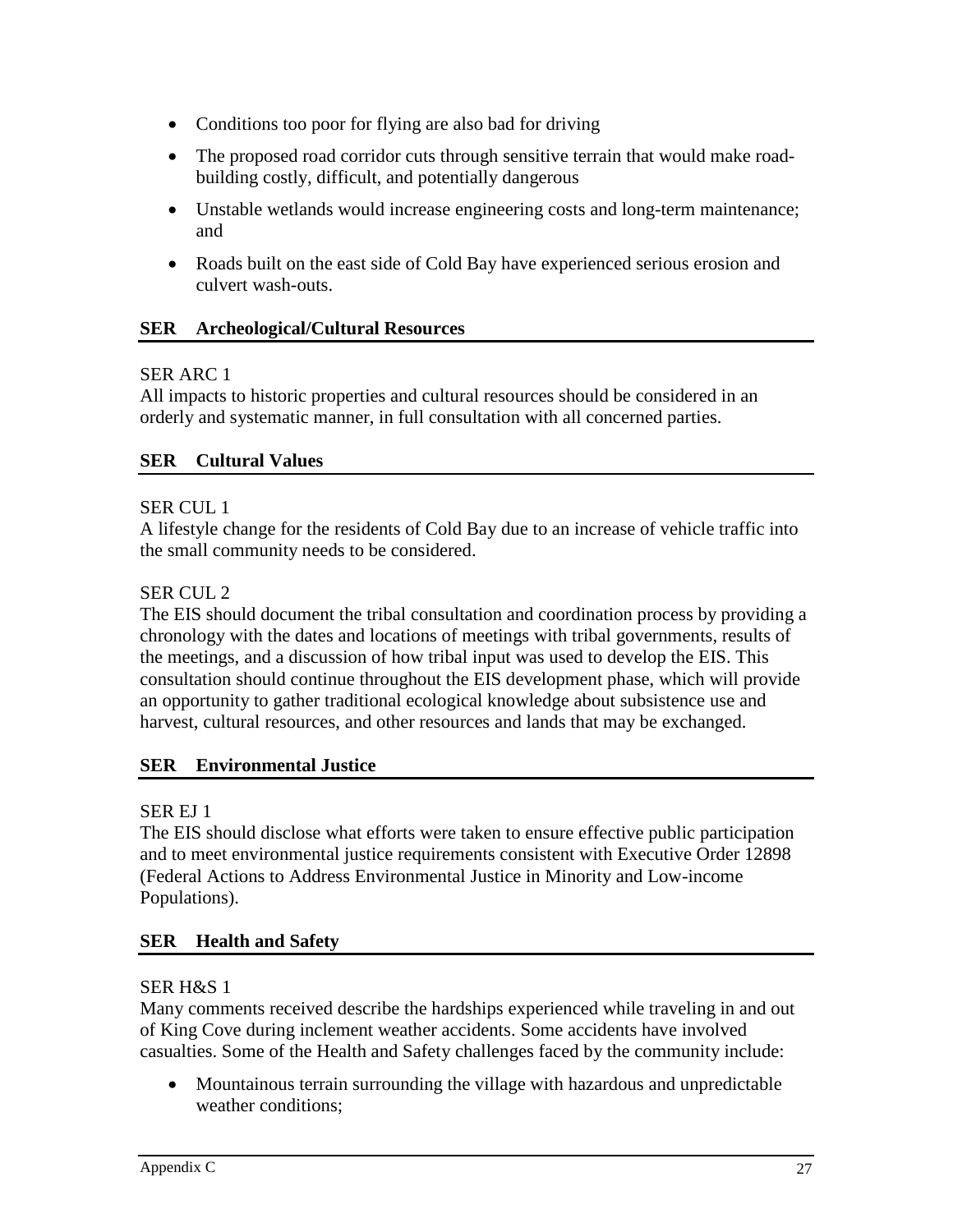- Conditions too poor for flying are also bad for driving
- The proposed road corridor cuts through sensitive terrain that would make road-building costly, difficult, and potentially dangerous
- Unstable wetlands would increase engineering costs and long-term maintenance; and
- Roads built on the east side of Cold Bay have experienced serious erosion and culvert wash-outs.

### SER Archeological/Cultural Resources

SER ARC 1
All impacts to historic properties and cultural resources should be considered in an orderly and systematic manner, in full consultation with all concerned parties.

### SER Cultural Values

SER CUL 1
A lifestyle change for the residents of Cold Bay due to an increase of vehicle traffic into the small community needs to be considered.

SER CUL 2
The EIS should document the tribal consultation and coordination process by providing a chronology with the dates and locations of meetings with tribal governments, results of the meetings, and a discussion of how tribal input was used to develop the EIS. This consultation should continue throughout the EIS development phase, which will provide an opportunity to gather traditional ecological knowledge about subsistence use and harvest, cultural resources, and other resources and lands that may be exchanged.

### SER Environmental Justice

SER EJ 1
The EIS should disclose what efforts were taken to ensure effective public participation and to meet environmental justice requirements consistent with Executive Order 12898 (Federal Actions to Address Environmental Justice in Minority and Low-income Populations).

### SER Health and Safety

SER H&S 1
Many comments received describe the hardships experienced while traveling in and out of King Cove during inclement weather accidents. Some accidents have involved casualties. Some of the Health and Safety challenges faced by the community include:

- Mountainous terrain surrounding the village with hazardous and unpredictable weather conditions;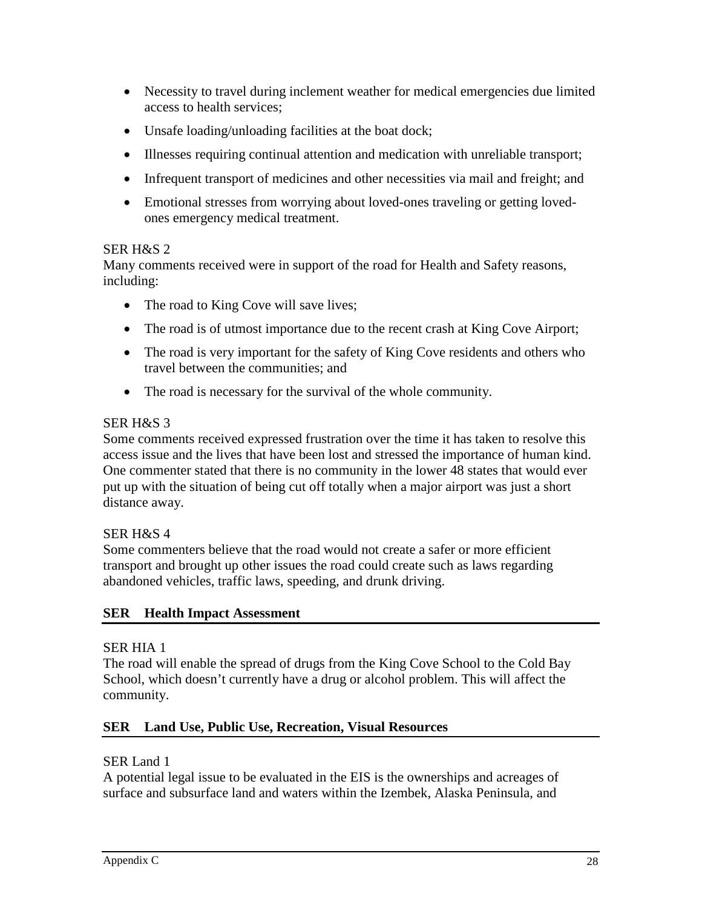- Necessity to travel during inclement weather for medical emergencies due limited access to health services;
- Unsafe loading/unloading facilities at the boat dock;
- Illnesses requiring continual attention and medication with unreliable transport;
- Infrequent transport of medicines and other necessities via mail and freight; and
- Emotional stresses from worrying about loved-ones traveling or getting loved-ones emergency medical treatment.

SER H&S 2

Many comments received were in support of the road for Health and Safety reasons, including:

- The road to King Cove will save lives;
- The road is of utmost importance due to the recent crash at King Cove Airport;
- The road is very important for the safety of King Cove residents and others who travel between the communities; and
- The road is necessary for the survival of the whole community.

SER H&S 3

Some comments received expressed frustration over the time it has taken to resolve this access issue and the lives that have been lost and stressed the importance of human kind. One commenter stated that there is no community in the lower 48 states that would ever put up with the situation of being cut off totally when a major airport was just a short distance away.

SER H&S 4

Some commenters believe that the road would not create a safer or more efficient transport and brought up other issues the road could create such as laws regarding abandoned vehicles, traffic laws, speeding, and drunk driving.

**SER Health Impact Assessment**

SER HIA 1

The road will enable the spread of drugs from the King Cove School to the Cold Bay School, which doesn't currently have a drug or alcohol problem. This will affect the community.

**SER Land Use, Public Use, Recreation, Visual Resources**

SER Land 1

A potential legal issue to be evaluated in the EIS is the ownerships and acreages of surface and subsurface land and waters within the Izembek, Alaska Peninsula, and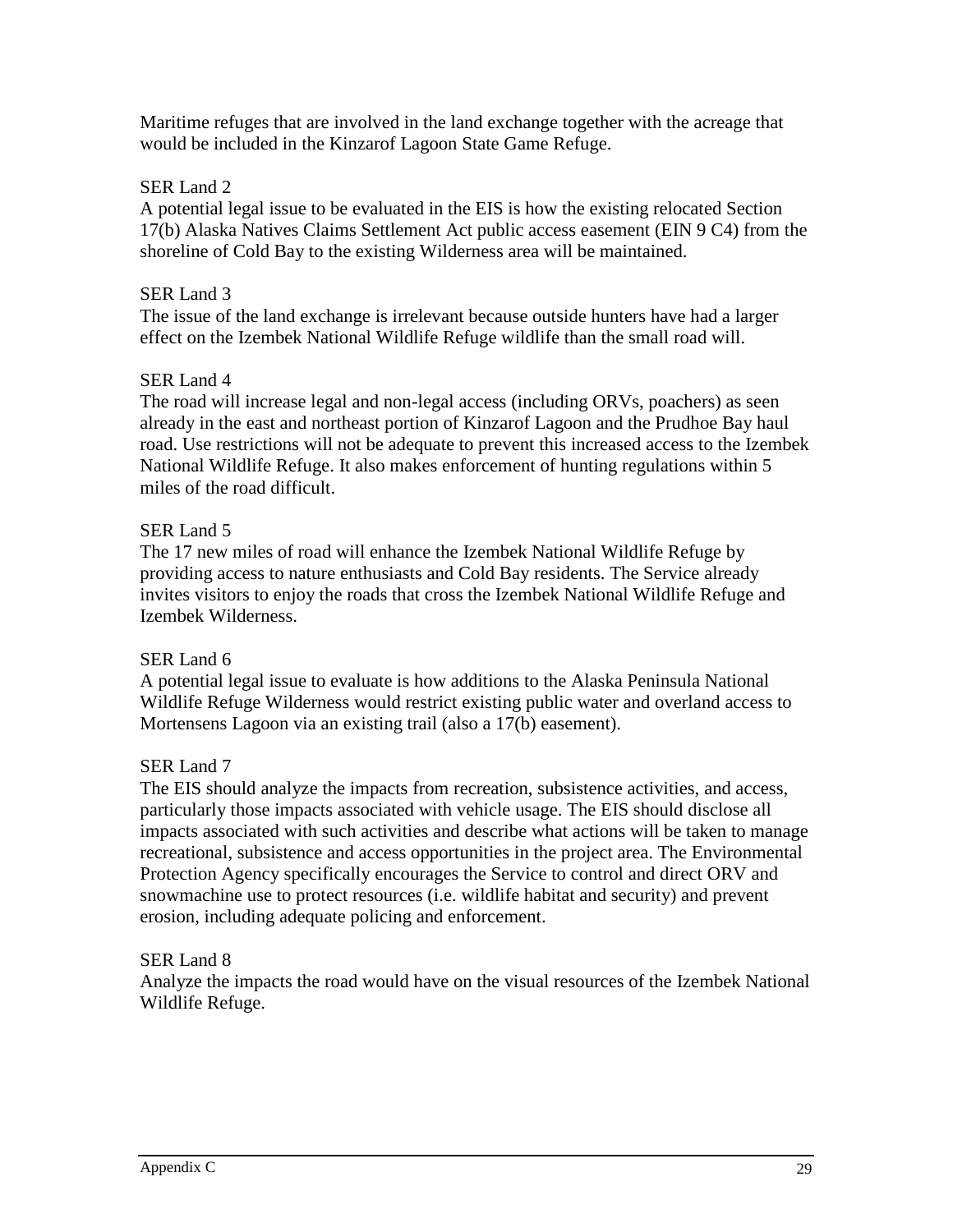Maritime refuges that are involved in the land exchange together with the acreage that would be included in the Kinzarof Lagoon State Game Refuge.

SER Land 2

A potential legal issue to be evaluated in the EIS is how the existing relocated Section 17(b) Alaska Natives Claims Settlement Act public access easement (EIN 9 C4) from the shoreline of Cold Bay to the existing Wilderness area will be maintained.

SER Land 3

The issue of the land exchange is irrelevant because outside hunters have had a larger effect on the Izembek National Wildlife Refuge wildlife than the small road will.

SER Land 4

The road will increase legal and non-legal access (including ORVs, poachers) as seen already in the east and northeast portion of Kinzarof Lagoon and the Prudhoe Bay haul road. Use restrictions will not be adequate to prevent this increased access to the Izembek National Wildlife Refuge. It also makes enforcement of hunting regulations within 5 miles of the road difficult.

SER Land 5

The 17 new miles of road will enhance the Izembek National Wildlife Refuge by providing access to nature enthusiasts and Cold Bay residents. The Service already invites visitors to enjoy the roads that cross the Izembek National Wildlife Refuge and Izembek Wilderness.

SER Land 6

A potential legal issue to evaluate is how additions to the Alaska Peninsula National Wildlife Refuge Wilderness would restrict existing public water and overland access to Mortensens Lagoon via an existing trail (also a 17(b) easement).

SER Land 7

The EIS should analyze the impacts from recreation, subsistence activities, and access, particularly those impacts associated with vehicle usage. The EIS should disclose all impacts associated with such activities and describe what actions will be taken to manage recreational, subsistence and access opportunities in the project area. The Environmental Protection Agency specifically encourages the Service to control and direct ORV and snowmachine use to protect resources (i.e. wildlife habitat and security) and prevent erosion, including adequate policing and enforcement.

SER Land 8

Analyze the impacts the road would have on the visual resources of the Izembek National Wildlife Refuge.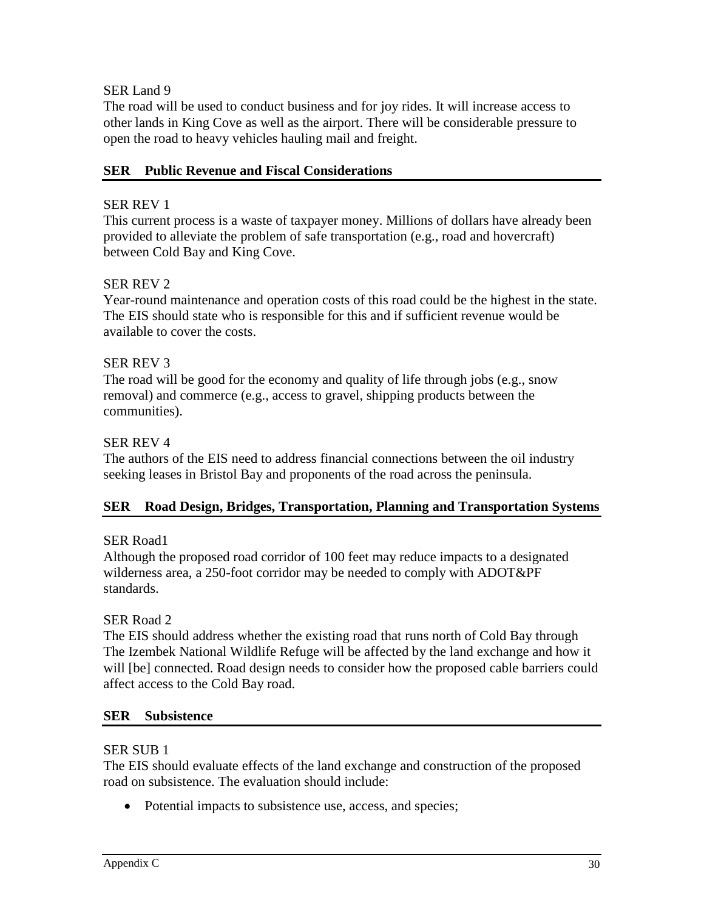SER Land 9

The road will be used to conduct business and for joy rides. It will increase access to other lands in King Cove as well as the airport. There will be considerable pressure to open the road to heavy vehicles hauling mail and freight.

## SER Public Revenue and Fiscal Considerations

SER REV 1

This current process is a waste of taxpayer money. Millions of dollars have already been provided to alleviate the problem of safe transportation (e.g., road and hovercraft) between Cold Bay and King Cove.

SER REV 2

Year-round maintenance and operation costs of this road could be the highest in the state. The EIS should state who is responsible for this and if sufficient revenue would be available to cover the costs.

SER REV 3

The road will be good for the economy and quality of life through jobs (e.g., snow removal) and commerce (e.g., access to gravel, shipping products between the communities).

SER REV 4

The authors of the EIS need to address financial connections between the oil industry seeking leases in Bristol Bay and proponents of the road across the peninsula.

## SER Road Design, Bridges, Transportation, Planning and Transportation Systems

SER Road1

Although the proposed road corridor of 100 feet may reduce impacts to a designated wilderness area, a 250-foot corridor may be needed to comply with ADOT&PF standards.

SER Road 2

The EIS should address whether the existing road that runs north of Cold Bay through The Izembek National Wildlife Refuge will be affected by the land exchange and how it will [be] connected. Road design needs to consider how the proposed cable barriers could affect access to the Cold Bay road.

## SER Subsistence

SER SUB 1

The EIS should evaluate effects of the land exchange and construction of the proposed road on subsistence. The evaluation should include:

- Potential impacts to subsistence use, access, and species;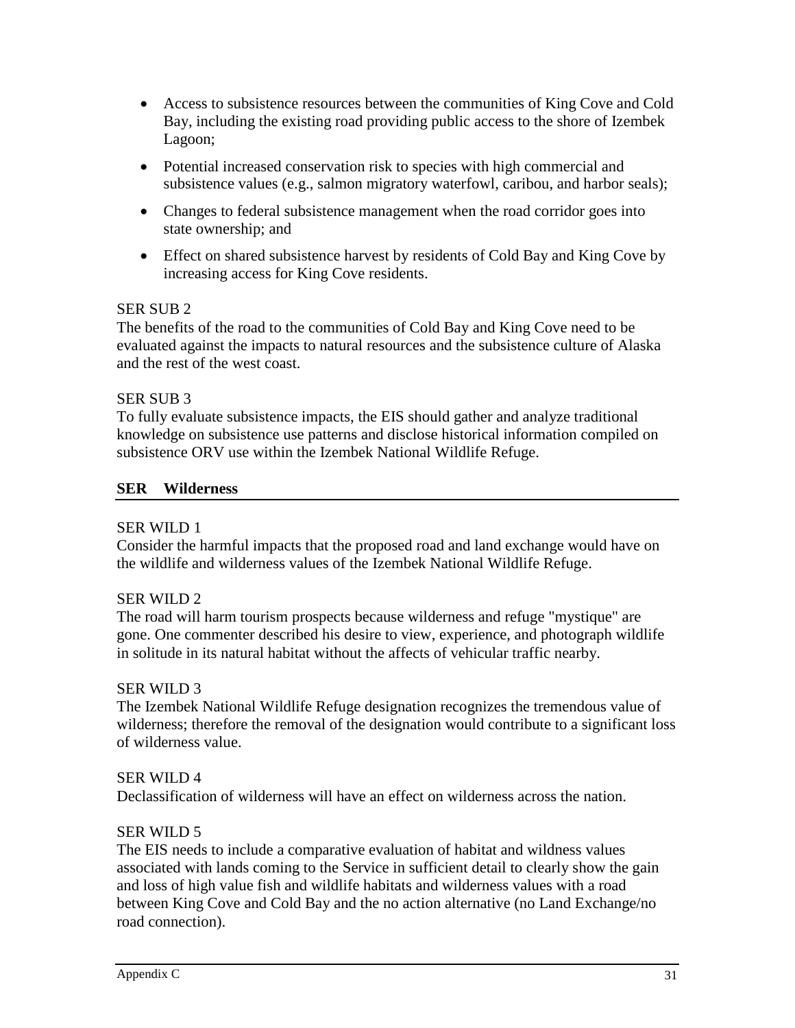- Access to subsistence resources between the communities of King Cove and Cold Bay, including the existing road providing public access to the shore of Izembek Lagoon;
- Potential increased conservation risk to species with high commercial and subsistence values (e.g., salmon migratory waterfowl, caribou, and harbor seals);
- Changes to federal subsistence management when the road corridor goes into state ownership; and
- Effect on shared subsistence harvest by residents of Cold Bay and King Cove by increasing access for King Cove residents.

SER SUB 2
The benefits of the road to the communities of Cold Bay and King Cove need to be evaluated against the impacts to natural resources and the subsistence culture of Alaska and the rest of the west coast.

SER SUB 3
To fully evaluate subsistence impacts, the EIS should gather and analyze traditional knowledge on subsistence use patterns and disclose historical information compiled on subsistence ORV use within the Izembek National Wildlife Refuge.

## SER Wilderness

SER WILD 1
Consider the harmful impacts that the proposed road and land exchange would have on the wildlife and wilderness values of the Izembek National Wildlife Refuge.

SER WILD 2
The road will harm tourism prospects because wilderness and refuge "mystique" are gone. One commenter described his desire to view, experience, and photograph wildlife in solitude in its natural habitat without the affects of vehicular traffic nearby.

SER WILD 3
The Izembek National Wildlife Refuge designation recognizes the tremendous value of wilderness; therefore the removal of the designation would contribute to a significant loss of wilderness value.

SER WILD 4
Declassification of wilderness will have an effect on wilderness across the nation.

SER WILD 5
The EIS needs to include a comparative evaluation of habitat and wildness values associated with lands coming to the Service in sufficient detail to clearly show the gain and loss of high value fish and wildlife habitats and wilderness values with a road between King Cove and Cold Bay and the no action alternative (no Land Exchange/no road connection).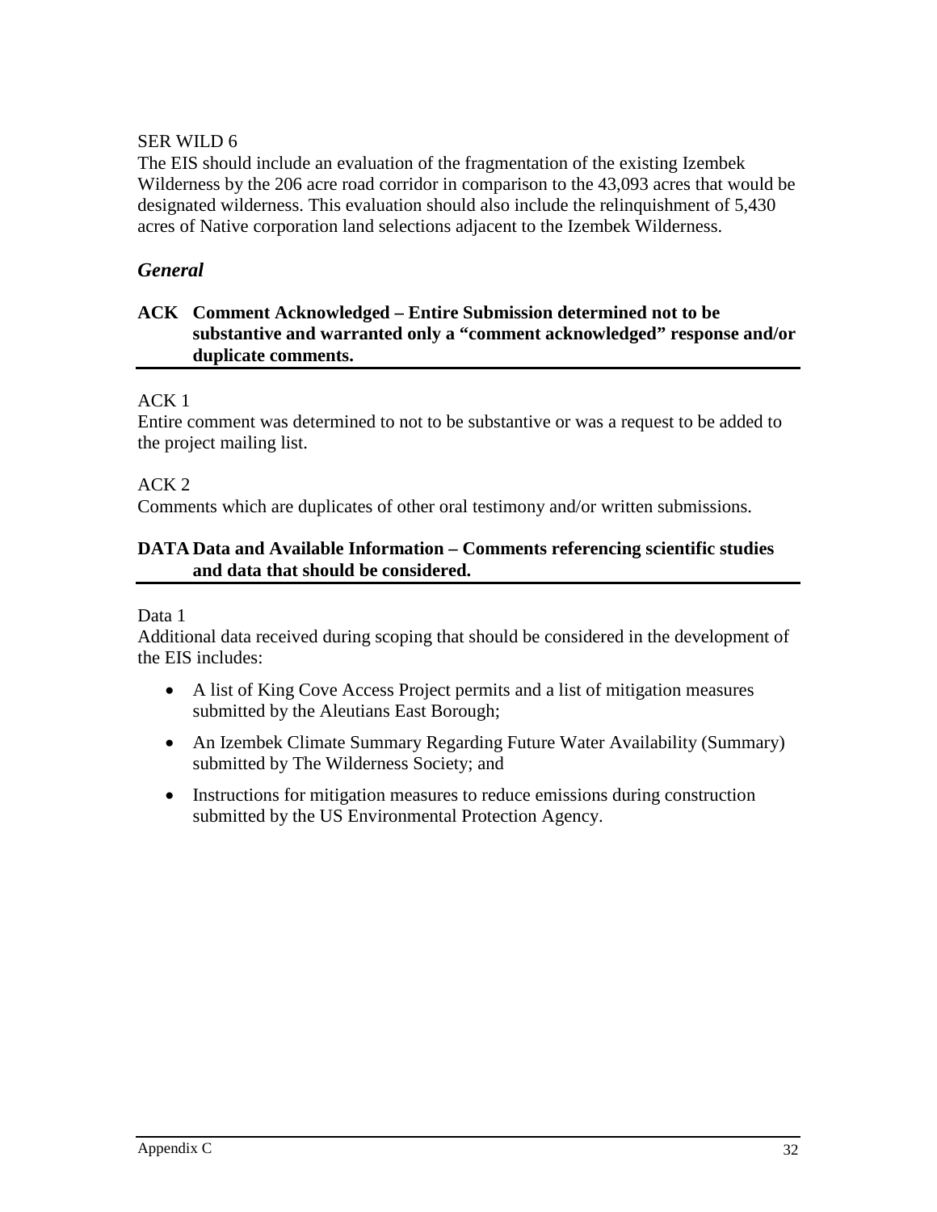SER WILD 6

The EIS should include an evaluation of the fragmentation of the existing Izembek Wilderness by the 206 acre road corridor in comparison to the 43,093 acres that would be designated wilderness. This evaluation should also include the relinquishment of 5,430 acres of Native corporation land selections adjacent to the Izembek Wilderness.

## *General*

### ACK Comment Acknowledged – Entire Submission determined not to be substantive and warranted only a "comment acknowledged" response and/or duplicate comments.

ACK 1

Entire comment was determined to not to be substantive or was a request to be added to the project mailing list.

ACK 2

Comments which are duplicates of other oral testimony and/or written submissions.

### DATA Data and Available Information – Comments referencing scientific studies and data that should be considered.

Data 1

Additional data received during scoping that should be considered in the development of the EIS includes:

- A list of King Cove Access Project permits and a list of mitigation measures submitted by the Aleutians East Borough;
- An Izembek Climate Summary Regarding Future Water Availability (Summary) submitted by The Wilderness Society; and
- Instructions for mitigation measures to reduce emissions during construction submitted by the US Environmental Protection Agency.